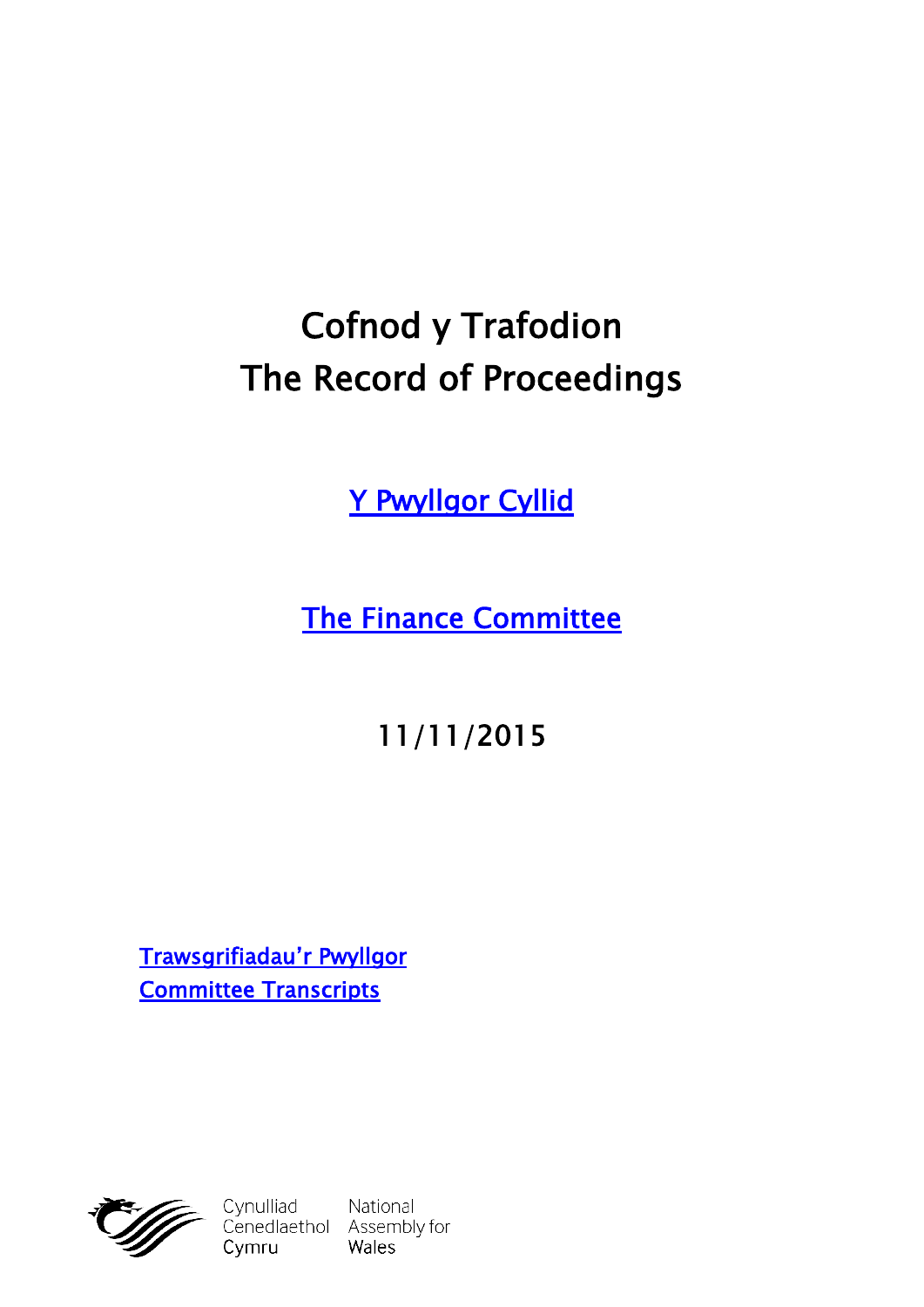# Cofnod y Trafodion
# The Record of Proceedings

[Y Pwyllgor Cyllid](#)

[The Finance Committee](#)

11/11/2015

[Trawsgrifiadau'r Pwyllgor](#)
[Committee Transcripts](#)

Cynulliad Cenedlaethol Cymru
National Assembly for Wales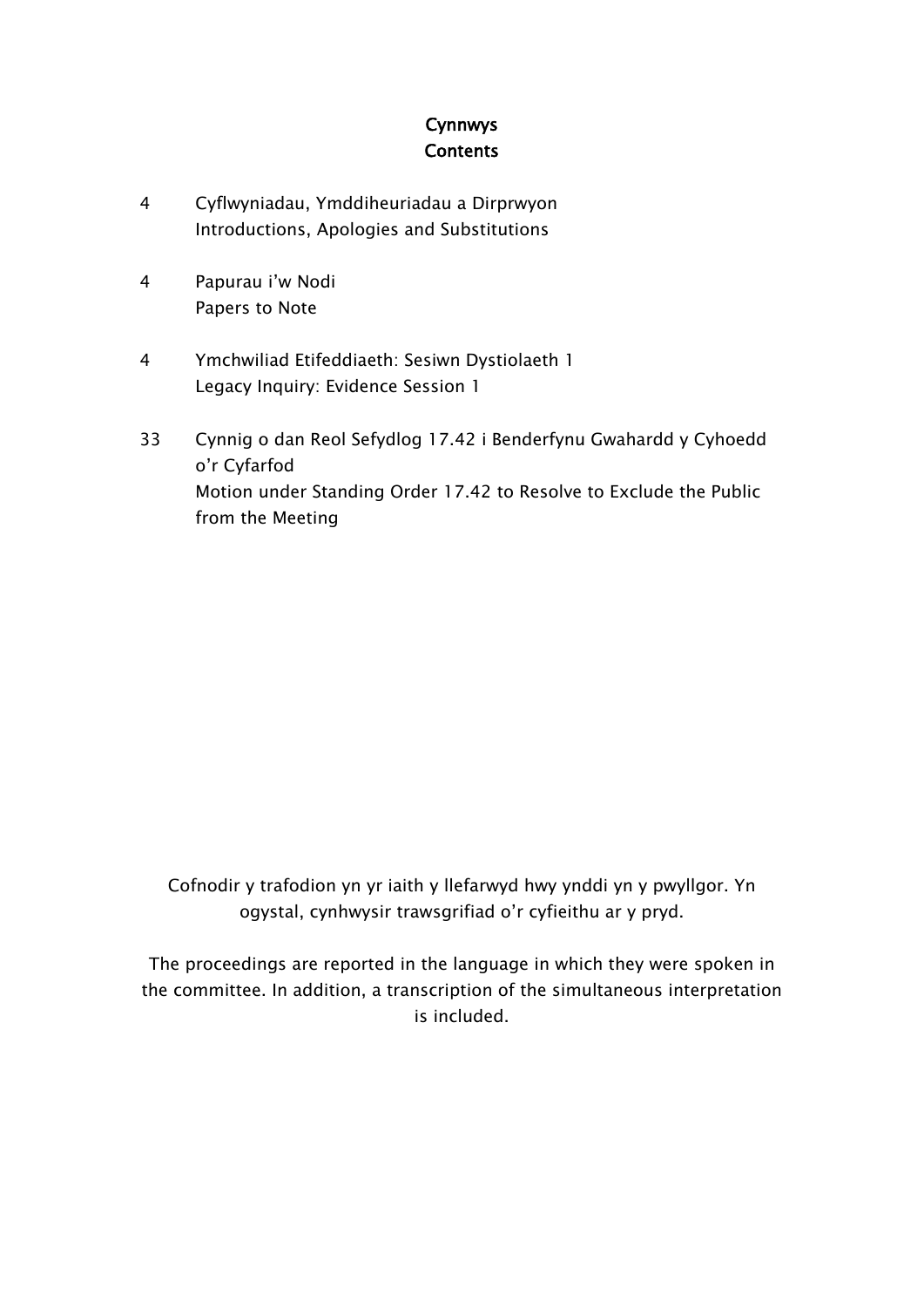# Cynnwys
# Contents

4 Cyflwyniadau, Ymddiheuriadau a Dirprwyon
Introductions, Apologies and Substitutions

4 Papurau i'w Nodi
Papers to Note

4 Ymchwiliad Etifeddiaeth: Sesiwn Dystiolaeth 1
Legacy Inquiry: Evidence Session 1

33 Cynnig o dan Reol Sefydlog 17.42 i Benderfynu Gwahardd y Cyhoedd o'r Cyfarfod
Motion under Standing Order 17.42 to Resolve to Exclude the Public from the Meeting

Cofnodir y trafodion yn yr iaith y llefarwyd hwy ynddi yn y pwyllgor. Yn ogystal, cynhwysir trawsgrifiad o'r cyfieithu ar y pryd.

The proceedings are reported in the language in which they were spoken in the committee. In addition, a transcription of the simultaneous interpretation is included.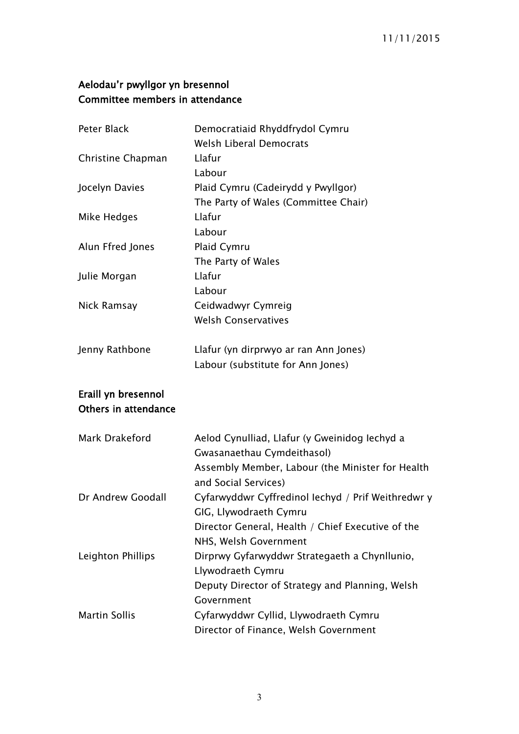## Aelodau'r pwyllgor yn bresennol
## Committee members in attendance

| | |
|---|---|
| Peter Black | Democratiaid Rhyddfrydol Cymru<br>Welsh Liberal Democrats |
| Christine Chapman | Llafur<br>Labour |
| Jocelyn Davies | Plaid Cymru (Cadeirydd y Pwyllgor)<br>The Party of Wales (Committee Chair) |
| Mike Hedges | Llafur<br>Labour |
| Alun Ffred Jones | Plaid Cymru<br>The Party of Wales |
| Julie Morgan | Llafur<br>Labour |
| Nick Ramsay | Ceidwadwyr Cymreig<br>Welsh Conservatives |
| Jenny Rathbone | Llafur (yn dirprwyo ar ran Ann Jones)<br>Labour (substitute for Ann Jones) |

## Eraill yn bresennol
## Others in attendance

| | |
|---|---|
| Mark Drakeford | Aelod Cynulliad, Llafur (y Gweinidog Iechyd a Gwasanaethau Cymdeithasol)<br>Assembly Member, Labour (the Minister for Health and Social Services) |
| Dr Andrew Goodall | Cyfarwyddwr Cyffredinol Iechyd / Prif Weithredwr y GIG, Llywodraeth Cymru<br>Director General, Health / Chief Executive of the NHS, Welsh Government |
| Leighton Phillips | Dirprwy Gyfarwyddwr Strategaeth a Chynllunio, Llywodraeth Cymru<br>Deputy Director of Strategy and Planning, Welsh Government |
| Martin Sollis | Cyfarwyddwr Cyllid, Llywodraeth Cymru<br>Director of Finance, Welsh Government |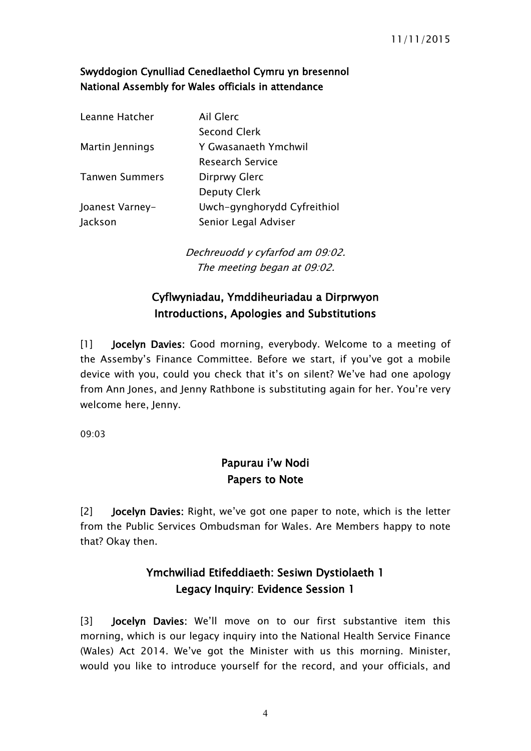**Swyddogion Cynulliad Cenedlaethol Cymru yn bresennol**
**National Assembly for Wales officials in attendance**

| | |
|---|---|
| Leanne Hatcher | Ail Glerc<br>Second Clerk |
| Martin Jennings | Y Gwasanaeth Ymchwil<br>Research Service |
| Tanwen Summers | Dirprwy Glerc<br>Deputy Clerk |
| Joanest Varney-Jackson | Uwch-gynghorydd Cyfreithiol<br>Senior Legal Adviser |

*Dechreuodd y cyfarfod am 09:02.*
*The meeting began at 09:02.*

## Cyflwyniadau, Ymddiheuriadau a Dirprwyon
## Introductions, Apologies and Substitutions

[1] **Jocelyn Davies:** Good morning, everybody. Welcome to a meeting of the Assemby's Finance Committee. Before we start, if you've got a mobile device with you, could you check that it's on silent? We've had one apology from Ann Jones, and Jenny Rathbone is substituting again for her. You're very welcome here, Jenny.

09:03

## Papurau i'w Nodi
## Papers to Note

[2] **Jocelyn Davies:** Right, we've got one paper to note, which is the letter from the Public Services Ombudsman for Wales. Are Members happy to note that? Okay then.

## Ymchwiliad Etifeddiaeth: Sesiwn Dystiolaeth 1
## Legacy Inquiry: Evidence Session 1

[3] **Jocelyn Davies**: We'll move on to our first substantive item this morning, which is our legacy inquiry into the National Health Service Finance (Wales) Act 2014. We've got the Minister with us this morning. Minister, would you like to introduce yourself for the record, and your officials, and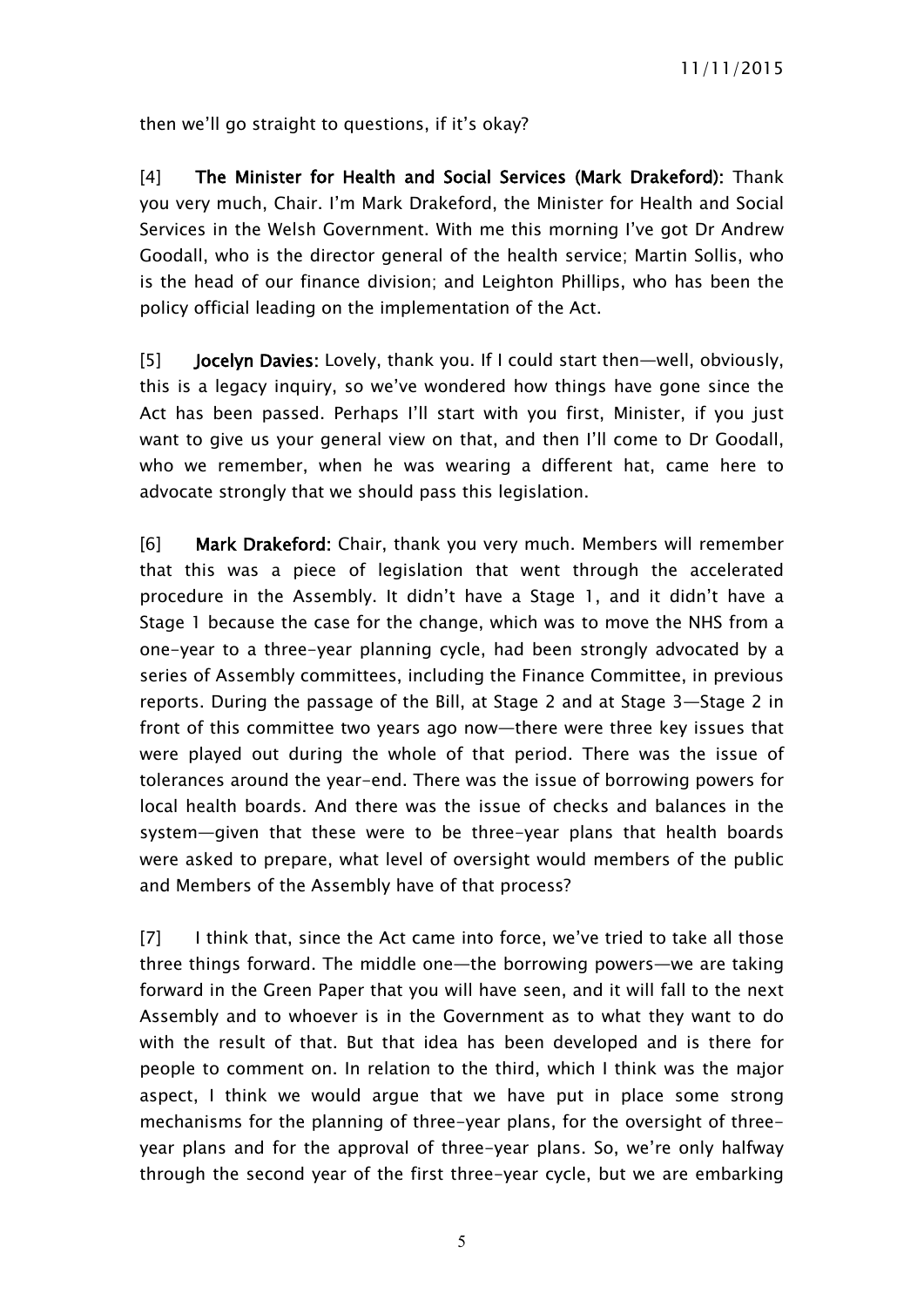then we'll go straight to questions, if it's okay?

[4] **The Minister for Health and Social Services (Mark Drakeford):** Thank you very much, Chair. I'm Mark Drakeford, the Minister for Health and Social Services in the Welsh Government. With me this morning I've got Dr Andrew Goodall, who is the director general of the health service; Martin Sollis, who is the head of our finance division; and Leighton Phillips, who has been the policy official leading on the implementation of the Act.

[5] **Jocelyn Davies:** Lovely, thank you. If I could start then—well, obviously, this is a legacy inquiry, so we've wondered how things have gone since the Act has been passed. Perhaps I'll start with you first, Minister, if you just want to give us your general view on that, and then I'll come to Dr Goodall, who we remember, when he was wearing a different hat, came here to advocate strongly that we should pass this legislation.

[6] **Mark Drakeford:** Chair, thank you very much. Members will remember that this was a piece of legislation that went through the accelerated procedure in the Assembly. It didn't have a Stage 1, and it didn't have a Stage 1 because the case for the change, which was to move the NHS from a one-year to a three-year planning cycle, had been strongly advocated by a series of Assembly committees, including the Finance Committee, in previous reports. During the passage of the Bill, at Stage 2 and at Stage 3—Stage 2 in front of this committee two years ago now—there were three key issues that were played out during the whole of that period. There was the issue of tolerances around the year-end. There was the issue of borrowing powers for local health boards. And there was the issue of checks and balances in the system—given that these were to be three-year plans that health boards were asked to prepare, what level of oversight would members of the public and Members of the Assembly have of that process?

[7] I think that, since the Act came into force, we've tried to take all those three things forward. The middle one—the borrowing powers—we are taking forward in the Green Paper that you will have seen, and it will fall to the next Assembly and to whoever is in the Government as to what they want to do with the result of that. But that idea has been developed and is there for people to comment on. In relation to the third, which I think was the major aspect, I think we would argue that we have put in place some strong mechanisms for the planning of three-year plans, for the oversight of three-year plans and for the approval of three-year plans. So, we're only halfway through the second year of the first three-year cycle, but we are embarking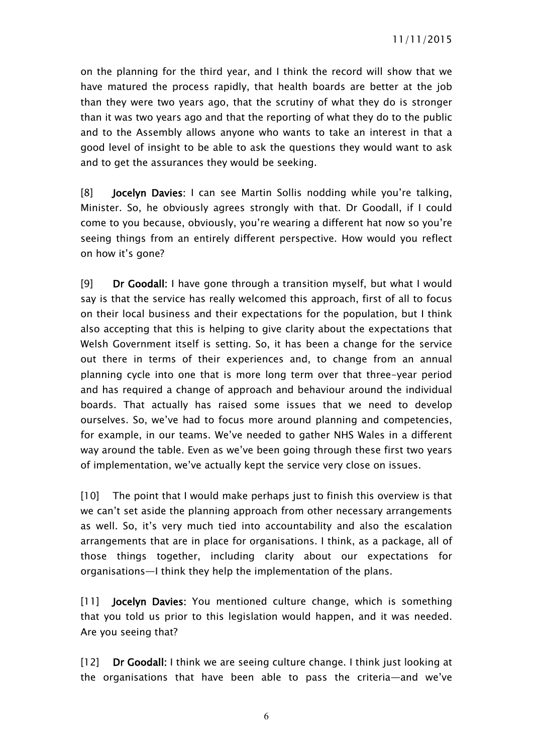on the planning for the third year, and I think the record will show that we have matured the process rapidly, that health boards are better at the job than they were two years ago, that the scrutiny of what they do is stronger than it was two years ago and that the reporting of what they do to the public and to the Assembly allows anyone who wants to take an interest in that a good level of insight to be able to ask the questions they would want to ask and to get the assurances they would be seeking.

[8] **Jocelyn Davies**: I can see Martin Sollis nodding while you're talking, Minister. So, he obviously agrees strongly with that. Dr Goodall, if I could come to you because, obviously, you're wearing a different hat now so you're seeing things from an entirely different perspective. How would you reflect on how it's gone?

[9] **Dr Goodall**: I have gone through a transition myself, but what I would say is that the service has really welcomed this approach, first of all to focus on their local business and their expectations for the population, but I think also accepting that this is helping to give clarity about the expectations that Welsh Government itself is setting. So, it has been a change for the service out there in terms of their experiences and, to change from an annual planning cycle into one that is more long term over that three-year period and has required a change of approach and behaviour around the individual boards. That actually has raised some issues that we need to develop ourselves. So, we've had to focus more around planning and competencies, for example, in our teams. We've needed to gather NHS Wales in a different way around the table. Even as we've been going through these first two years of implementation, we've actually kept the service very close on issues.

[10] The point that I would make perhaps just to finish this overview is that we can't set aside the planning approach from other necessary arrangements as well. So, it's very much tied into accountability and also the escalation arrangements that are in place for organisations. I think, as a package, all of those things together, including clarity about our expectations for organisations—I think they help the implementation of the plans.

[11] **Jocelyn Davies**: You mentioned culture change, which is something that you told us prior to this legislation would happen, and it was needed. Are you seeing that?

[12] **Dr Goodall**: I think we are seeing culture change. I think just looking at the organisations that have been able to pass the criteria—and we've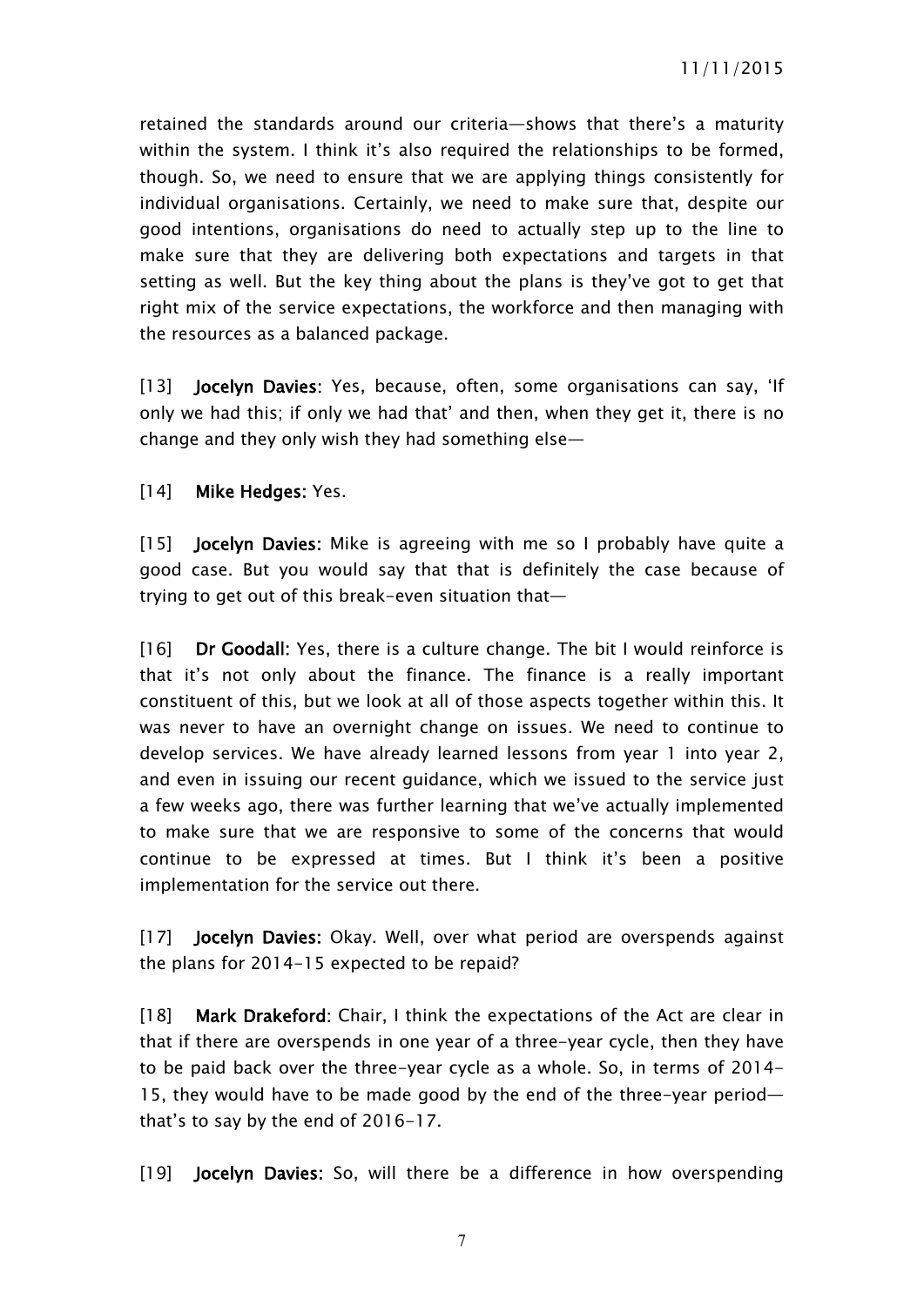retained the standards around our criteria—shows that there's a maturity within the system. I think it's also required the relationships to be formed, though. So, we need to ensure that we are applying things consistently for individual organisations. Certainly, we need to make sure that, despite our good intentions, organisations do need to actually step up to the line to make sure that they are delivering both expectations and targets in that setting as well. But the key thing about the plans is they've got to get that right mix of the service expectations, the workforce and then managing with the resources as a balanced package.

[13] **Jocelyn Davies:** Yes, because, often, some organisations can say, 'If only we had this; if only we had that' and then, when they get it, there is no change and they only wish they had something else—

[14] **Mike Hedges:** Yes.

[15] **Jocelyn Davies:** Mike is agreeing with me so I probably have quite a good case. But you would say that that is definitely the case because of trying to get out of this break-even situation that—

[16] **Dr Goodall:** Yes, there is a culture change. The bit I would reinforce is that it's not only about the finance. The finance is a really important constituent of this, but we look at all of those aspects together within this. It was never to have an overnight change on issues. We need to continue to develop services. We have already learned lessons from year 1 into year 2, and even in issuing our recent guidance, which we issued to the service just a few weeks ago, there was further learning that we've actually implemented to make sure that we are responsive to some of the concerns that would continue to be expressed at times. But I think it's been a positive implementation for the service out there.

[17] **Jocelyn Davies:** Okay. Well, over what period are overspends against the plans for 2014-15 expected to be repaid?

[18] **Mark Drakeford:** Chair, I think the expectations of the Act are clear in that if there are overspends in one year of a three-year cycle, then they have to be paid back over the three-year cycle as a whole. So, in terms of 2014-15, they would have to be made good by the end of the three-year period—that's to say by the end of 2016-17.

[19] **Jocelyn Davies:** So, will there be a difference in how overspending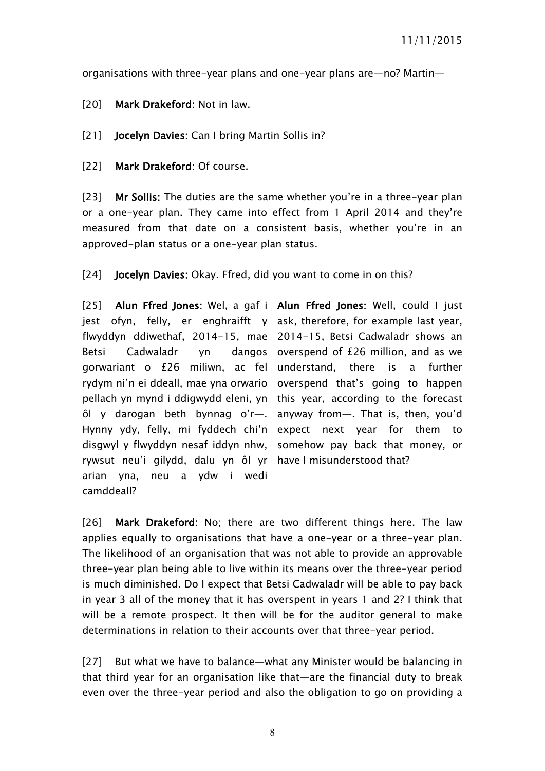organisations with three-year plans and one-year plans are—no? Martin—

[20] **Mark Drakeford:** Not in law.

[21] **Jocelyn Davies:** Can I bring Martin Sollis in?

[22] **Mark Drakeford:** Of course.

[23] **Mr Sollis:** The duties are the same whether you're in a three-year plan or a one-year plan. They came into effect from 1 April 2014 and they're measured from that date on a consistent basis, whether you're in an approved-plan status or a one-year plan status.

[24] **Jocelyn Davies:** Okay. Ffred, did you want to come in on this?

| | |
|---|---|
| [25] **Alun Ffred Jones:** Wel, a gaf i jest ofyn, felly, er enghraifft y flwyddyn ddiwethaf, 2014-15, mae Betsi Cadwaladr yn dangos gorwariant o £26 miliwn, ac fel rydym ni'n ei ddeall, mae yna orwario pellach yn mynd i ddigwydd eleni, yn ôl y darogan beth bynnag o'r—. Hynny ydy, felly, mi fyddech chi'n disgwyl y flwyddyn nesaf iddyn nhw, rywsut neu'i gilydd, dalu yn ôl yr arian yna, neu a ydw i wedi camddeall? | **Alun Ffred Jones:** Well, could I just ask, therefore, for example last year, 2014-15, Betsi Cadwaladr shows an overspend of £26 million, and as we understand, there is a further overspend that's going to happen this year, according to the forecast anyway from—. That is, then, you'd expect next year for them to somehow pay back that money, or have I misunderstood that? |

[26] **Mark Drakeford:** No; there are two different things here. The law applies equally to organisations that have a one-year or a three-year plan. The likelihood of an organisation that was not able to provide an approvable three-year plan being able to live within its means over the three-year period is much diminished. Do I expect that Betsi Cadwaladr will be able to pay back in year 3 all of the money that it has overspent in years 1 and 2? I think that will be a remote prospect. It then will be for the auditor general to make determinations in relation to their accounts over that three-year period.

[27] But what we have to balance—what any Minister would be balancing in that third year for an organisation like that—are the financial duty to break even over the three-year period and also the obligation to go on providing a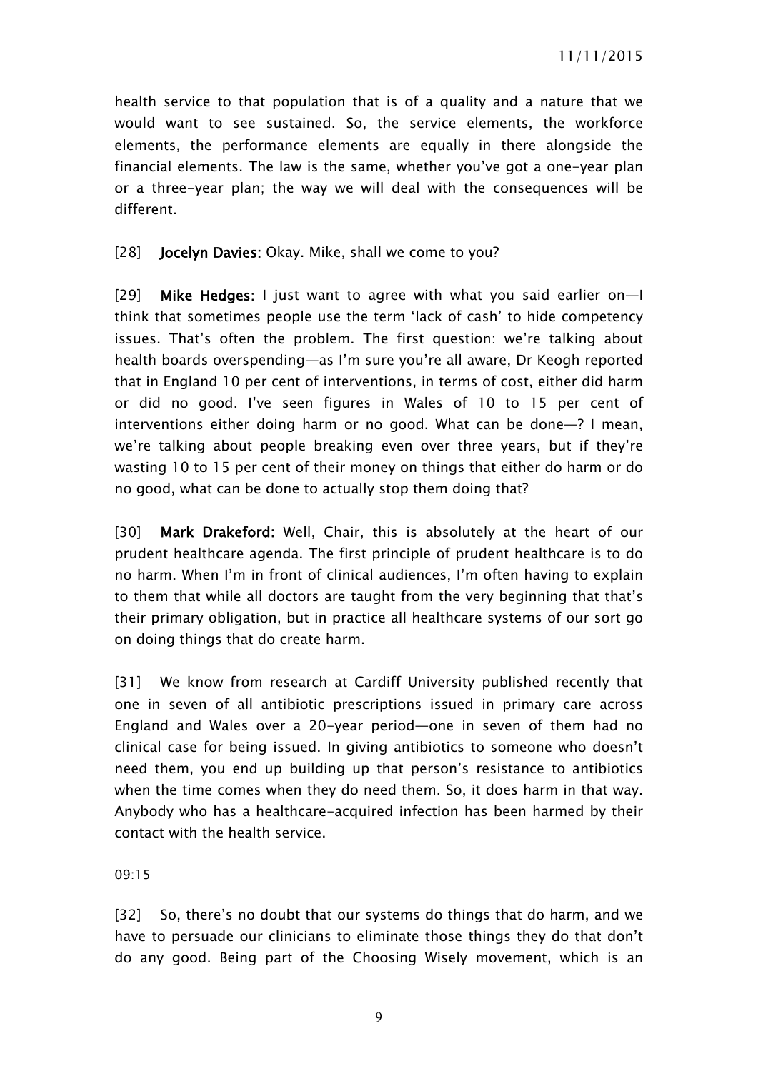health service to that population that is of a quality and a nature that we would want to see sustained. So, the service elements, the workforce elements, the performance elements are equally in there alongside the financial elements. The law is the same, whether you've got a one-year plan or a three-year plan; the way we will deal with the consequences will be different.

[28] **Jocelyn Davies:** Okay. Mike, shall we come to you?

[29] **Mike Hedges:** I just want to agree with what you said earlier on—I think that sometimes people use the term 'lack of cash' to hide competency issues. That's often the problem. The first question: we're talking about health boards overspending—as I'm sure you're all aware, Dr Keogh reported that in England 10 per cent of interventions, in terms of cost, either did harm or did no good. I've seen figures in Wales of 10 to 15 per cent of interventions either doing harm or no good. What can be done—? I mean, we're talking about people breaking even over three years, but if they're wasting 10 to 15 per cent of their money on things that either do harm or do no good, what can be done to actually stop them doing that?

[30] **Mark Drakeford:** Well, Chair, this is absolutely at the heart of our prudent healthcare agenda. The first principle of prudent healthcare is to do no harm. When I'm in front of clinical audiences, I'm often having to explain to them that while all doctors are taught from the very beginning that that's their primary obligation, but in practice all healthcare systems of our sort go on doing things that do create harm.

[31] We know from research at Cardiff University published recently that one in seven of all antibiotic prescriptions issued in primary care across England and Wales over a 20-year period—one in seven of them had no clinical case for being issued. In giving antibiotics to someone who doesn't need them, you end up building up that person's resistance to antibiotics when the time comes when they do need them. So, it does harm in that way. Anybody who has a healthcare-acquired infection has been harmed by their contact with the health service.

09:15

[32] So, there's no doubt that our systems do things that do harm, and we have to persuade our clinicians to eliminate those things they do that don't do any good. Being part of the Choosing Wisely movement, which is an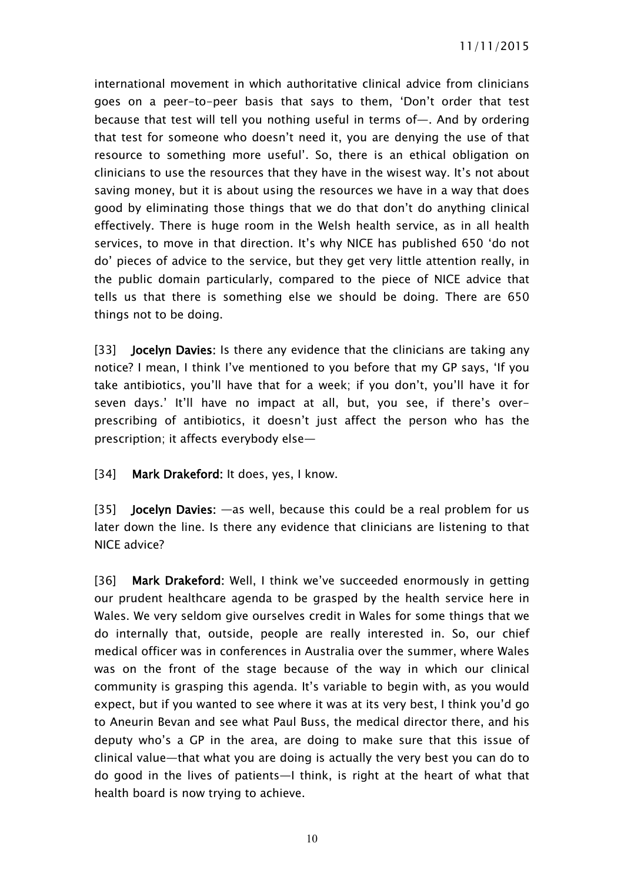international movement in which authoritative clinical advice from clinicians goes on a peer-to-peer basis that says to them, 'Don't order that test because that test will tell you nothing useful in terms of—. And by ordering that test for someone who doesn't need it, you are denying the use of that resource to something more useful'. So, there is an ethical obligation on clinicians to use the resources that they have in the wisest way. It's not about saving money, but it is about using the resources we have in a way that does good by eliminating those things that we do that don't do anything clinical effectively. There is huge room in the Welsh health service, as in all health services, to move in that direction. It's why NICE has published 650 'do not do' pieces of advice to the service, but they get very little attention really, in the public domain particularly, compared to the piece of NICE advice that tells us that there is something else we should be doing. There are 650 things not to be doing.

[33] **Jocelyn Davies:** Is there any evidence that the clinicians are taking any notice? I mean, I think I've mentioned to you before that my GP says, 'If you take antibiotics, you'll have that for a week; if you don't, you'll have it for seven days.' It'll have no impact at all, but, you see, if there's over-prescribing of antibiotics, it doesn't just affect the person who has the prescription; it affects everybody else—

[34] **Mark Drakeford:** It does, yes, I know.

[35] **Jocelyn Davies:** —as well, because this could be a real problem for us later down the line. Is there any evidence that clinicians are listening to that NICE advice?

[36] **Mark Drakeford:** Well, I think we've succeeded enormously in getting our prudent healthcare agenda to be grasped by the health service here in Wales. We very seldom give ourselves credit in Wales for some things that we do internally that, outside, people are really interested in. So, our chief medical officer was in conferences in Australia over the summer, where Wales was on the front of the stage because of the way in which our clinical community is grasping this agenda. It's variable to begin with, as you would expect, but if you wanted to see where it was at its very best, I think you'd go to Aneurin Bevan and see what Paul Buss, the medical director there, and his deputy who's a GP in the area, are doing to make sure that this issue of clinical value—that what you are doing is actually the very best you can do to do good in the lives of patients—I think, is right at the heart of what that health board is now trying to achieve.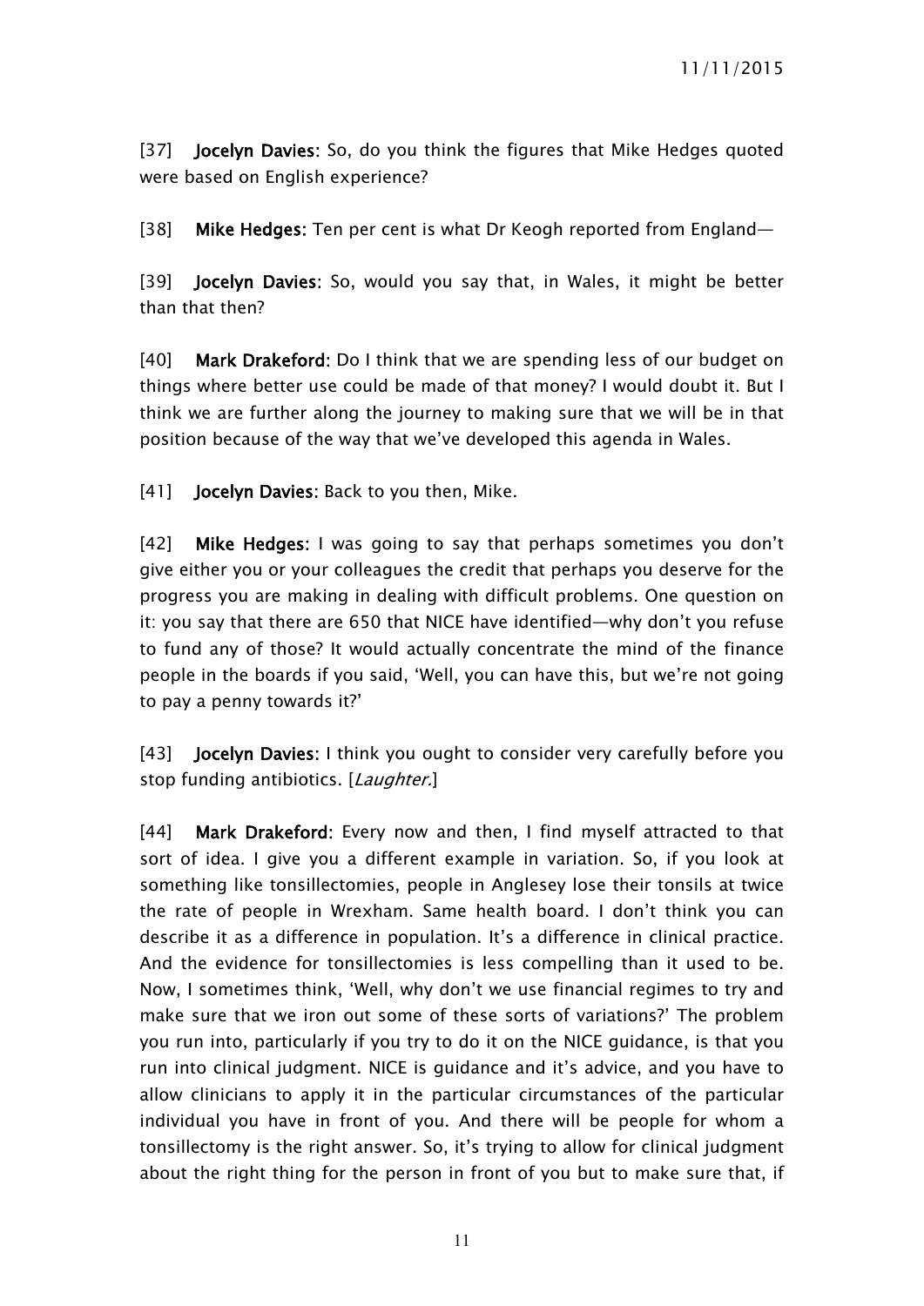[37] **Jocelyn Davies:** So, do you think the figures that Mike Hedges quoted were based on English experience?

[38] **Mike Hedges:** Ten per cent is what Dr Keogh reported from England—

[39] **Jocelyn Davies:** So, would you say that, in Wales, it might be better than that then?

[40] **Mark Drakeford:** Do I think that we are spending less of our budget on things where better use could be made of that money? I would doubt it. But I think we are further along the journey to making sure that we will be in that position because of the way that we've developed this agenda in Wales.

[41] **Jocelyn Davies:** Back to you then, Mike.

[42] **Mike Hedges:** I was going to say that perhaps sometimes you don't give either you or your colleagues the credit that perhaps you deserve for the progress you are making in dealing with difficult problems. One question on it: you say that there are 650 that NICE have identified—why don't you refuse to fund any of those? It would actually concentrate the mind of the finance people in the boards if you said, 'Well, you can have this, but we're not going to pay a penny towards it?'

[43] **Jocelyn Davies:** I think you ought to consider very carefully before you stop funding antibiotics. [*Laughter.*]

[44] **Mark Drakeford:** Every now and then, I find myself attracted to that sort of idea. I give you a different example in variation. So, if you look at something like tonsillectomies, people in Anglesey lose their tonsils at twice the rate of people in Wrexham. Same health board. I don't think you can describe it as a difference in population. It's a difference in clinical practice. And the evidence for tonsillectomies is less compelling than it used to be. Now, I sometimes think, 'Well, why don't we use financial regimes to try and make sure that we iron out some of these sorts of variations?' The problem you run into, particularly if you try to do it on the NICE guidance, is that you run into clinical judgment. NICE is guidance and it's advice, and you have to allow clinicians to apply it in the particular circumstances of the particular individual you have in front of you. And there will be people for whom a tonsillectomy is the right answer. So, it's trying to allow for clinical judgment about the right thing for the person in front of you but to make sure that, if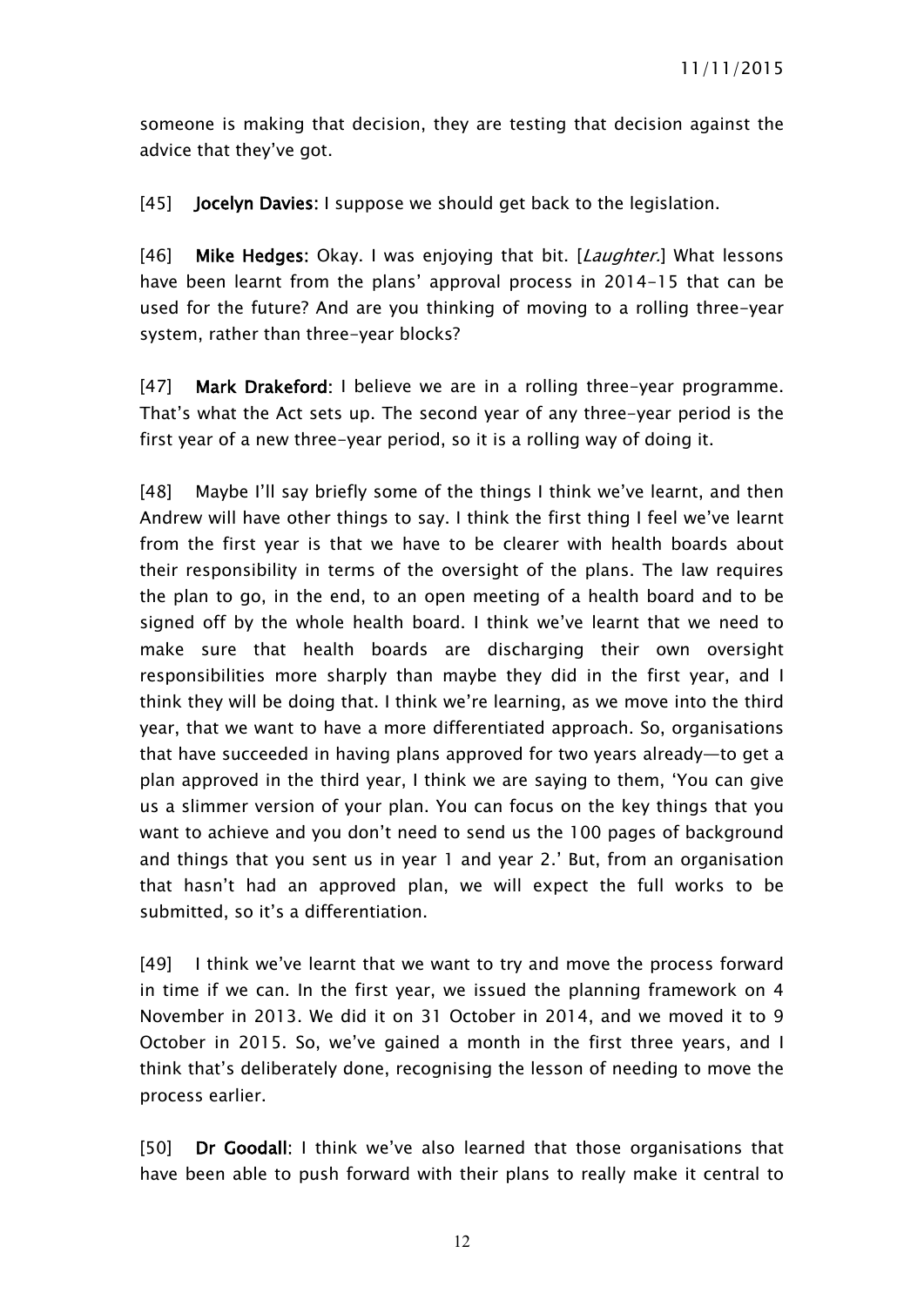someone is making that decision, they are testing that decision against the advice that they've got.

[45] **Jocelyn Davies:** I suppose we should get back to the legislation.

[46] **Mike Hedges:** Okay. I was enjoying that bit. [*Laughter.*] What lessons have been learnt from the plans' approval process in 2014-15 that can be used for the future? And are you thinking of moving to a rolling three-year system, rather than three-year blocks?

[47] **Mark Drakeford:** I believe we are in a rolling three-year programme. That's what the Act sets up. The second year of any three-year period is the first year of a new three-year period, so it is a rolling way of doing it.

[48] Maybe I'll say briefly some of the things I think we've learnt, and then Andrew will have other things to say. I think the first thing I feel we've learnt from the first year is that we have to be clearer with health boards about their responsibility in terms of the oversight of the plans. The law requires the plan to go, in the end, to an open meeting of a health board and to be signed off by the whole health board. I think we've learnt that we need to make sure that health boards are discharging their own oversight responsibilities more sharply than maybe they did in the first year, and I think they will be doing that. I think we're learning, as we move into the third year, that we want to have a more differentiated approach. So, organisations that have succeeded in having plans approved for two years already—to get a plan approved in the third year, I think we are saying to them, 'You can give us a slimmer version of your plan. You can focus on the key things that you want to achieve and you don't need to send us the 100 pages of background and things that you sent us in year 1 and year 2.' But, from an organisation that hasn't had an approved plan, we will expect the full works to be submitted, so it's a differentiation.

[49] I think we've learnt that we want to try and move the process forward in time if we can. In the first year, we issued the planning framework on 4 November in 2013. We did it on 31 October in 2014, and we moved it to 9 October in 2015. So, we've gained a month in the first three years, and I think that's deliberately done, recognising the lesson of needing to move the process earlier.

[50] **Dr Goodall:** I think we've also learned that those organisations that have been able to push forward with their plans to really make it central to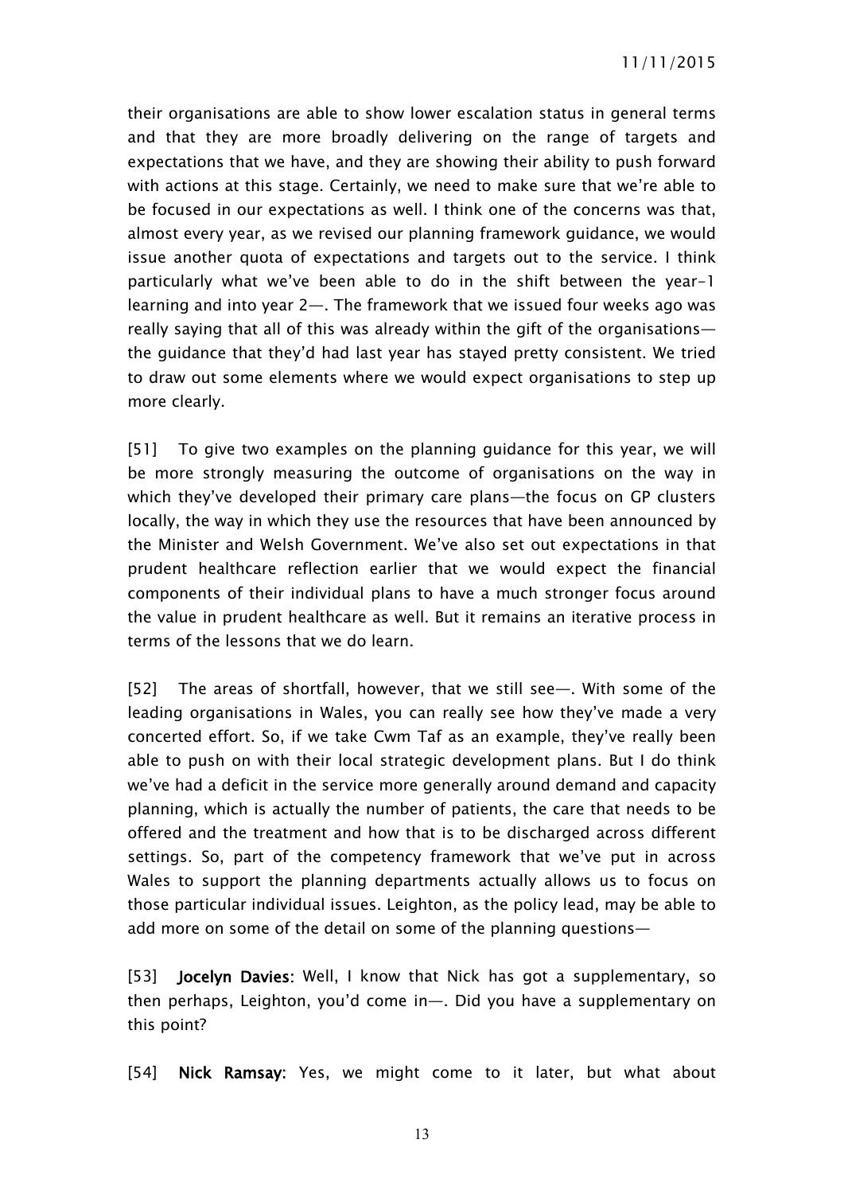their organisations are able to show lower escalation status in general terms and that they are more broadly delivering on the range of targets and expectations that we have, and they are showing their ability to push forward with actions at this stage. Certainly, we need to make sure that we're able to be focused in our expectations as well. I think one of the concerns was that, almost every year, as we revised our planning framework guidance, we would issue another quota of expectations and targets out to the service. I think particularly what we've been able to do in the shift between the year-1 learning and into year 2—. The framework that we issued four weeks ago was really saying that all of this was already within the gift of the organisations—the guidance that they'd had last year has stayed pretty consistent. We tried to draw out some elements where we would expect organisations to step up more clearly.

[51] To give two examples on the planning guidance for this year, we will be more strongly measuring the outcome of organisations on the way in which they've developed their primary care plans—the focus on GP clusters locally, the way in which they use the resources that have been announced by the Minister and Welsh Government. We've also set out expectations in that prudent healthcare reflection earlier that we would expect the financial components of their individual plans to have a much stronger focus around the value in prudent healthcare as well. But it remains an iterative process in terms of the lessons that we do learn.

[52] The areas of shortfall, however, that we still see—. With some of the leading organisations in Wales, you can really see how they've made a very concerted effort. So, if we take Cwm Taf as an example, they've really been able to push on with their local strategic development plans. But I do think we've had a deficit in the service more generally around demand and capacity planning, which is actually the number of patients, the care that needs to be offered and the treatment and how that is to be discharged across different settings. So, part of the competency framework that we've put in across Wales to support the planning departments actually allows us to focus on those particular individual issues. Leighton, as the policy lead, may be able to add more on some of the detail on some of the planning questions—

[53] **Jocelyn Davies:** Well, I know that Nick has got a supplementary, so then perhaps, Leighton, you'd come in—. Did you have a supplementary on this point?

[54] **Nick Ramsay:** Yes, we might come to it later, but what about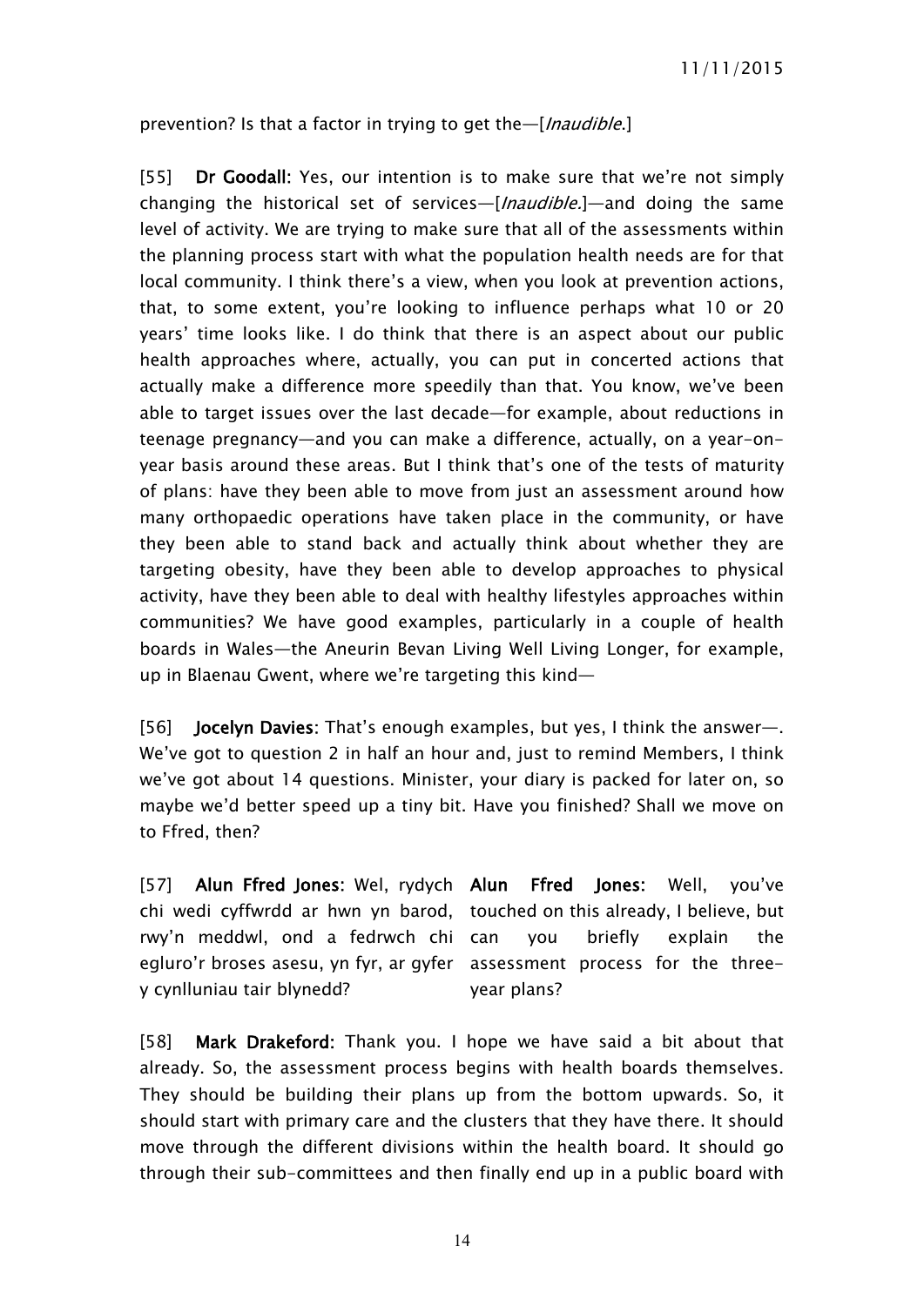prevention? Is that a factor in trying to get the—[*Inaudible*.]

[55] **Dr Goodall:** Yes, our intention is to make sure that we're not simply changing the historical set of services—[*Inaudible*.]—and doing the same level of activity. We are trying to make sure that all of the assessments within the planning process start with what the population health needs are for that local community. I think there's a view, when you look at prevention actions, that, to some extent, you're looking to influence perhaps what 10 or 20 years' time looks like. I do think that there is an aspect about our public health approaches where, actually, you can put in concerted actions that actually make a difference more speedily than that. You know, we've been able to target issues over the last decade—for example, about reductions in teenage pregnancy—and you can make a difference, actually, on a year-on-year basis around these areas. But I think that's one of the tests of maturity of plans: have they been able to move from just an assessment around how many orthopaedic operations have taken place in the community, or have they been able to stand back and actually think about whether they are targeting obesity, have they been able to develop approaches to physical activity, have they been able to deal with healthy lifestyles approaches within communities? We have good examples, particularly in a couple of health boards in Wales—the Aneurin Bevan Living Well Living Longer, for example, up in Blaenau Gwent, where we're targeting this kind—

[56] **Jocelyn Davies:** That's enough examples, but yes, I think the answer—. We've got to question 2 in half an hour and, just to remind Members, I think we've got about 14 questions. Minister, your diary is packed for later on, so maybe we'd better speed up a tiny bit. Have you finished? Shall we move on to Ffred, then?

[57] **Alun Ffred Jones:** Wel, rydych chi wedi cyffwrdd ar hwn yn barod, rwy'n meddwl, ond a fedrwch chi egluro'r broses asesu, yn fyr, ar gyfer y cynlluniau tair blynedd?

**Alun Ffred Jones:** Well, you've touched on this already, I believe, but can you briefly explain the assessment process for the three-year plans?

[58] **Mark Drakeford:** Thank you. I hope we have said a bit about that already. So, the assessment process begins with health boards themselves. They should be building their plans up from the bottom upwards. So, it should start with primary care and the clusters that they have there. It should move through the different divisions within the health board. It should go through their sub-committees and then finally end up in a public board with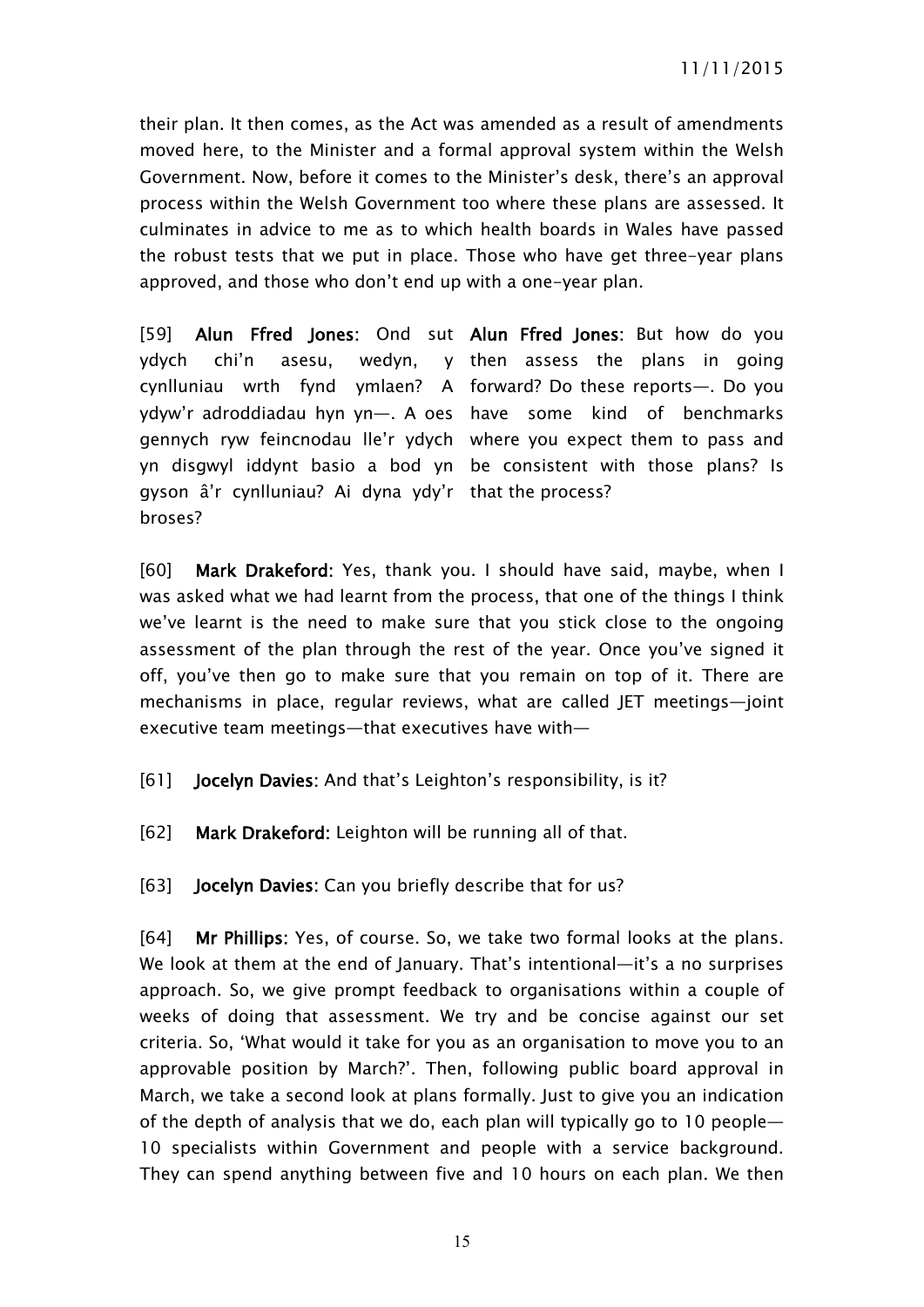their plan. It then comes, as the Act was amended as a result of amendments moved here, to the Minister and a formal approval system within the Welsh Government. Now, before it comes to the Minister's desk, there's an approval process within the Welsh Government too where these plans are assessed. It culminates in advice to me as to which health boards in Wales have passed the robust tests that we put in place. Those who have get three-year plans approved, and those who don't end up with a one-year plan.

[59] **Alun Ffred Jones**: Ond sut ydych chi'n asesu, wedyn, y cynlluniau wrth fynd ymlaen? A ydyw'r adroddiadau hyn yn—. A oes gennych ryw feincnodau lle'r ydych yn disgwyl iddynt basio a bod yn gyson â'r cynlluniau? Ai dyna ydy'r broses?

**Alun Ffred Jones**: But how do you then assess the plans in going forward? Do these reports—. Do you have some kind of benchmarks where you expect them to pass and be consistent with those plans? Is that the process?

[60] **Mark Drakeford:** Yes, thank you. I should have said, maybe, when I was asked what we had learnt from the process, that one of the things I think we've learnt is the need to make sure that you stick close to the ongoing assessment of the plan through the rest of the year. Once you've signed it off, you've then go to make sure that you remain on top of it. There are mechanisms in place, regular reviews, what are called JET meetings—joint executive team meetings—that executives have with—

[61] **Jocelyn Davies:** And that's Leighton's responsibility, is it?

[62] **Mark Drakeford:** Leighton will be running all of that.

[63] **Jocelyn Davies:** Can you briefly describe that for us?

[64] **Mr Phillips:** Yes, of course. So, we take two formal looks at the plans. We look at them at the end of January. That's intentional—it's a no surprises approach. So, we give prompt feedback to organisations within a couple of weeks of doing that assessment. We try and be concise against our set criteria. So, 'What would it take for you as an organisation to move you to an approvable position by March?'. Then, following public board approval in March, we take a second look at plans formally. Just to give you an indication of the depth of analysis that we do, each plan will typically go to 10 people—10 specialists within Government and people with a service background. They can spend anything between five and 10 hours on each plan. We then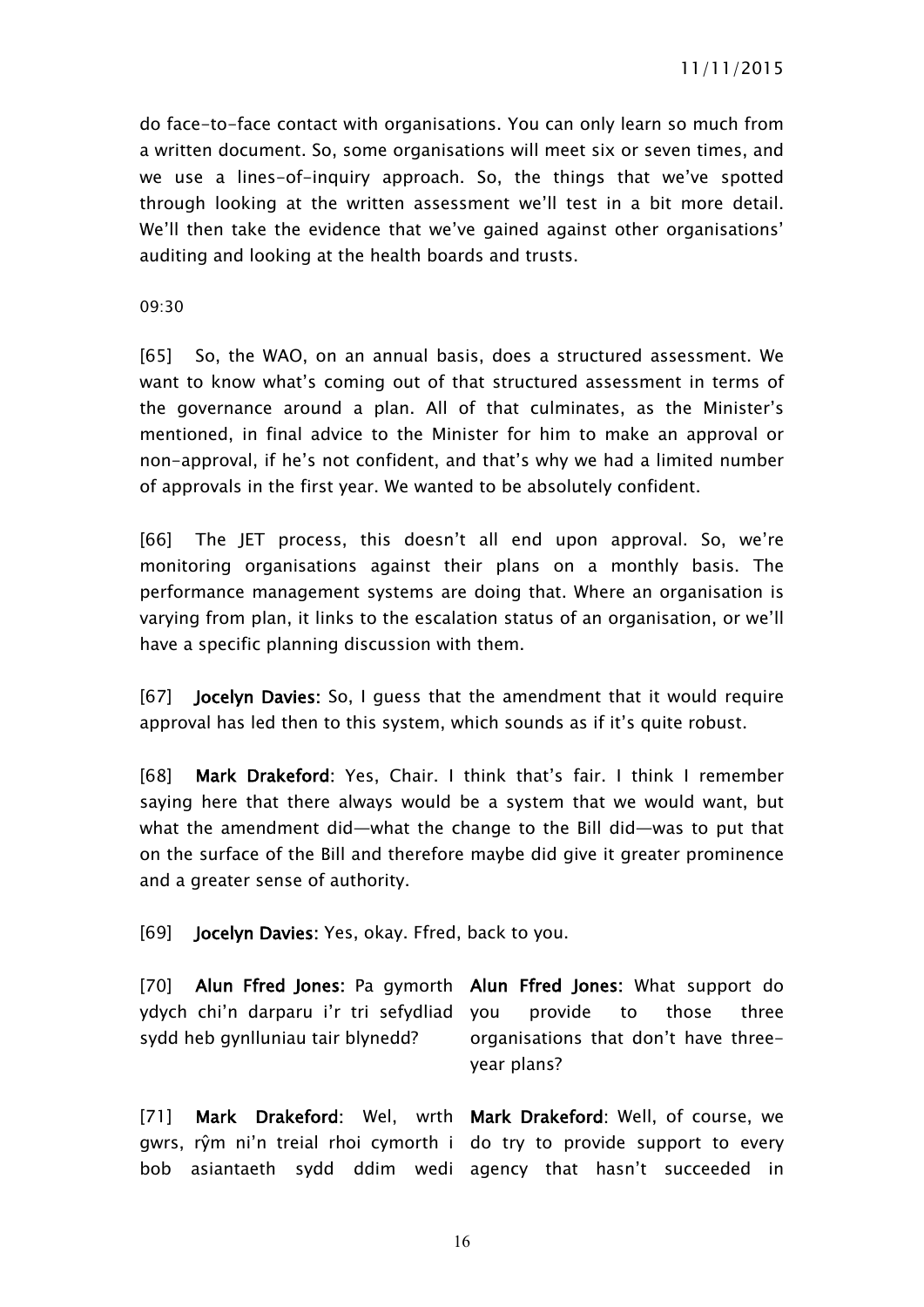do face-to-face contact with organisations. You can only learn so much from a written document. So, some organisations will meet six or seven times, and we use a lines-of-inquiry approach. So, the things that we've spotted through looking at the written assessment we'll test in a bit more detail. We'll then take the evidence that we've gained against other organisations' auditing and looking at the health boards and trusts.

09:30

[65] So, the WAO, on an annual basis, does a structured assessment. We want to know what's coming out of that structured assessment in terms of the governance around a plan. All of that culminates, as the Minister's mentioned, in final advice to the Minister for him to make an approval or non-approval, if he's not confident, and that's why we had a limited number of approvals in the first year. We wanted to be absolutely confident.

[66] The JET process, this doesn't all end upon approval. So, we're monitoring organisations against their plans on a monthly basis. The performance management systems are doing that. Where an organisation is varying from plan, it links to the escalation status of an organisation, or we'll have a specific planning discussion with them.

[67] **Jocelyn Davies:** So, I guess that the amendment that it would require approval has led then to this system, which sounds as if it's quite robust.

[68] **Mark Drakeford**: Yes, Chair. I think that's fair. I think I remember saying here that there always would be a system that we would want, but what the amendment did—what the change to the Bill did—was to put that on the surface of the Bill and therefore maybe did give it greater prominence and a greater sense of authority.

[69] **Jocelyn Davies:** Yes, okay. Ffred, back to you.

| | |
|---|---|
| [70] **Alun Ffred Jones:** Pa gymorth ydych chi'n darparu i'r tri sefydliad sydd heb gynlluniau tair blynedd? | **Alun Ffred Jones:** What support do you provide to those three organisations that don't have three-year plans? |
| [71] **Mark Drakeford**: Wel, wrth gwrs, rŷm ni'n treial rhoi cymorth i bob asiantaeth sydd ddim wedi | **Mark Drakeford**: Well, of course, we do try to provide support to every agency that hasn't succeeded in |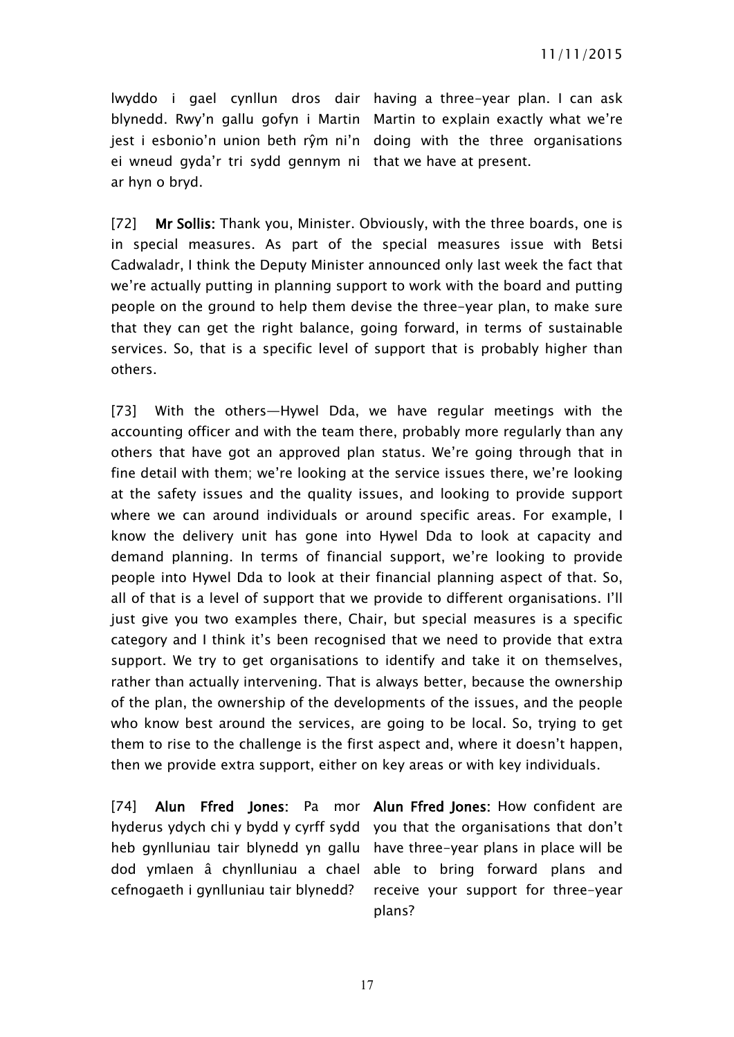| | |
|---|---|
| lwyddo i gael cynllun dros dair blynedd. Rwy'n gallu gofyn i Martin jest i esbonio'n union beth rŷm ni'n ei wneud gyda'r tri sydd gennym ni ar hyn o bryd. | having a three-year plan. I can ask Martin to explain exactly what we're doing with the three organisations that we have at present. |

[72] **Mr Sollis:** Thank you, Minister. Obviously, with the three boards, one is in special measures. As part of the special measures issue with Betsi Cadwaladr, I think the Deputy Minister announced only last week the fact that we're actually putting in planning support to work with the board and putting people on the ground to help them devise the three-year plan, to make sure that they can get the right balance, going forward, in terms of sustainable services. So, that is a specific level of support that is probably higher than others.

[73] With the others—Hywel Dda, we have regular meetings with the accounting officer and with the team there, probably more regularly than any others that have got an approved plan status. We're going through that in fine detail with them; we're looking at the service issues there, we're looking at the safety issues and the quality issues, and looking to provide support where we can around individuals or around specific areas. For example, I know the delivery unit has gone into Hywel Dda to look at capacity and demand planning. In terms of financial support, we're looking to provide people into Hywel Dda to look at their financial planning aspect of that. So, all of that is a level of support that we provide to different organisations. I'll just give you two examples there, Chair, but special measures is a specific category and I think it's been recognised that we need to provide that extra support. We try to get organisations to identify and take it on themselves, rather than actually intervening. That is always better, because the ownership of the plan, the ownership of the developments of the issues, and the people who know best around the services, are going to be local. So, trying to get them to rise to the challenge is the first aspect and, where it doesn't happen, then we provide extra support, either on key areas or with key individuals.

| | |
|---|---|
| [74] **Alun Ffred Jones**: Pa mor hyderus ydych chi y bydd y cyrff sydd heb gynlluniau tair blynedd yn gallu dod ymlaen â chynlluniau a chael cefnogaeth i gynlluniau tair blynedd? | **Alun Ffred Jones:** How confident are you that the organisations that don't have three-year plans in place will be able to bring forward plans and receive your support for three-year plans? |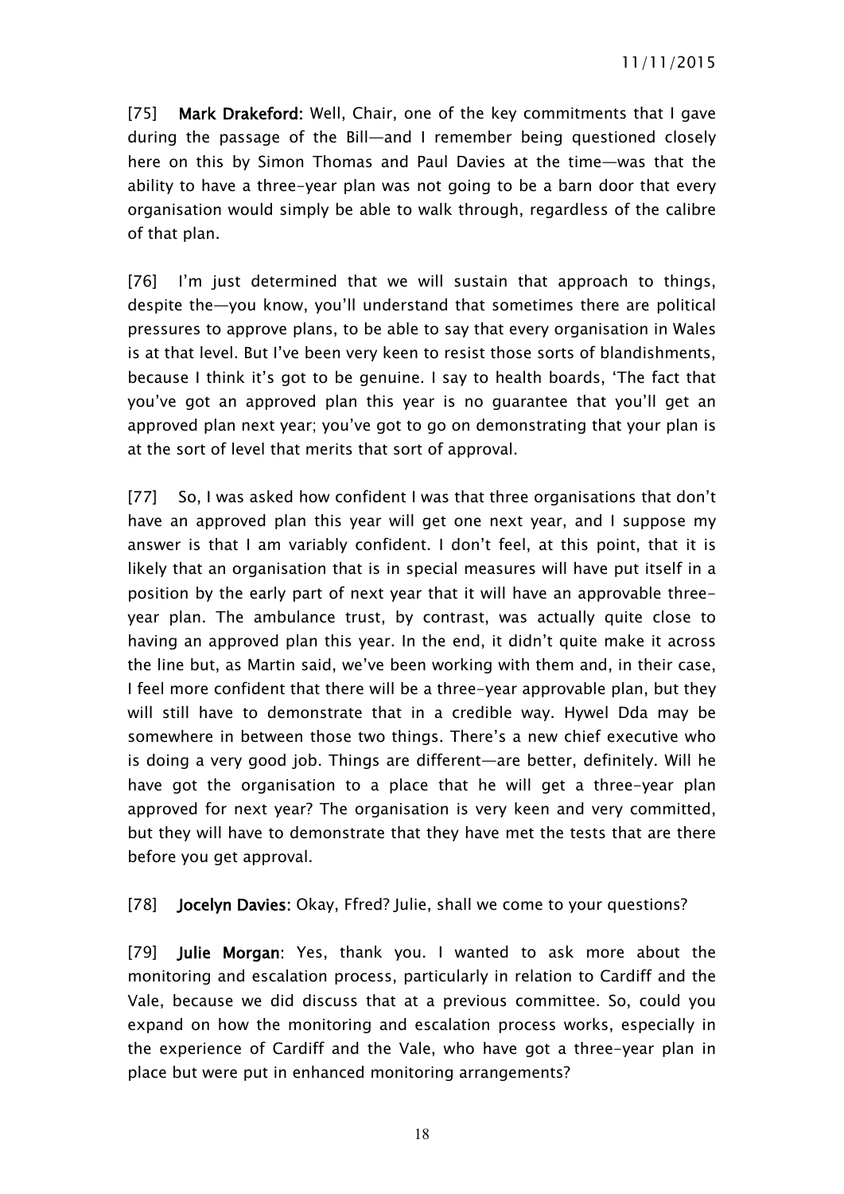[75] **Mark Drakeford:** Well, Chair, one of the key commitments that I gave during the passage of the Bill—and I remember being questioned closely here on this by Simon Thomas and Paul Davies at the time—was that the ability to have a three-year plan was not going to be a barn door that every organisation would simply be able to walk through, regardless of the calibre of that plan.

[76] I'm just determined that we will sustain that approach to things, despite the—you know, you'll understand that sometimes there are political pressures to approve plans, to be able to say that every organisation in Wales is at that level. But I've been very keen to resist those sorts of blandishments, because I think it's got to be genuine. I say to health boards, 'The fact that you've got an approved plan this year is no guarantee that you'll get an approved plan next year; you've got to go on demonstrating that your plan is at the sort of level that merits that sort of approval.

[77] So, I was asked how confident I was that three organisations that don't have an approved plan this year will get one next year, and I suppose my answer is that I am variably confident. I don't feel, at this point, that it is likely that an organisation that is in special measures will have put itself in a position by the early part of next year that it will have an approvable three-year plan. The ambulance trust, by contrast, was actually quite close to having an approved plan this year. In the end, it didn't quite make it across the line but, as Martin said, we've been working with them and, in their case, I feel more confident that there will be a three-year approvable plan, but they will still have to demonstrate that in a credible way. Hywel Dda may be somewhere in between those two things. There's a new chief executive who is doing a very good job. Things are different—are better, definitely. Will he have got the organisation to a place that he will get a three-year plan approved for next year? The organisation is very keen and very committed, but they will have to demonstrate that they have met the tests that are there before you get approval.

[78] **Jocelyn Davies:** Okay, Ffred? Julie, shall we come to your questions?

[79] **Julie Morgan:** Yes, thank you. I wanted to ask more about the monitoring and escalation process, particularly in relation to Cardiff and the Vale, because we did discuss that at a previous committee. So, could you expand on how the monitoring and escalation process works, especially in the experience of Cardiff and the Vale, who have got a three-year plan in place but were put in enhanced monitoring arrangements?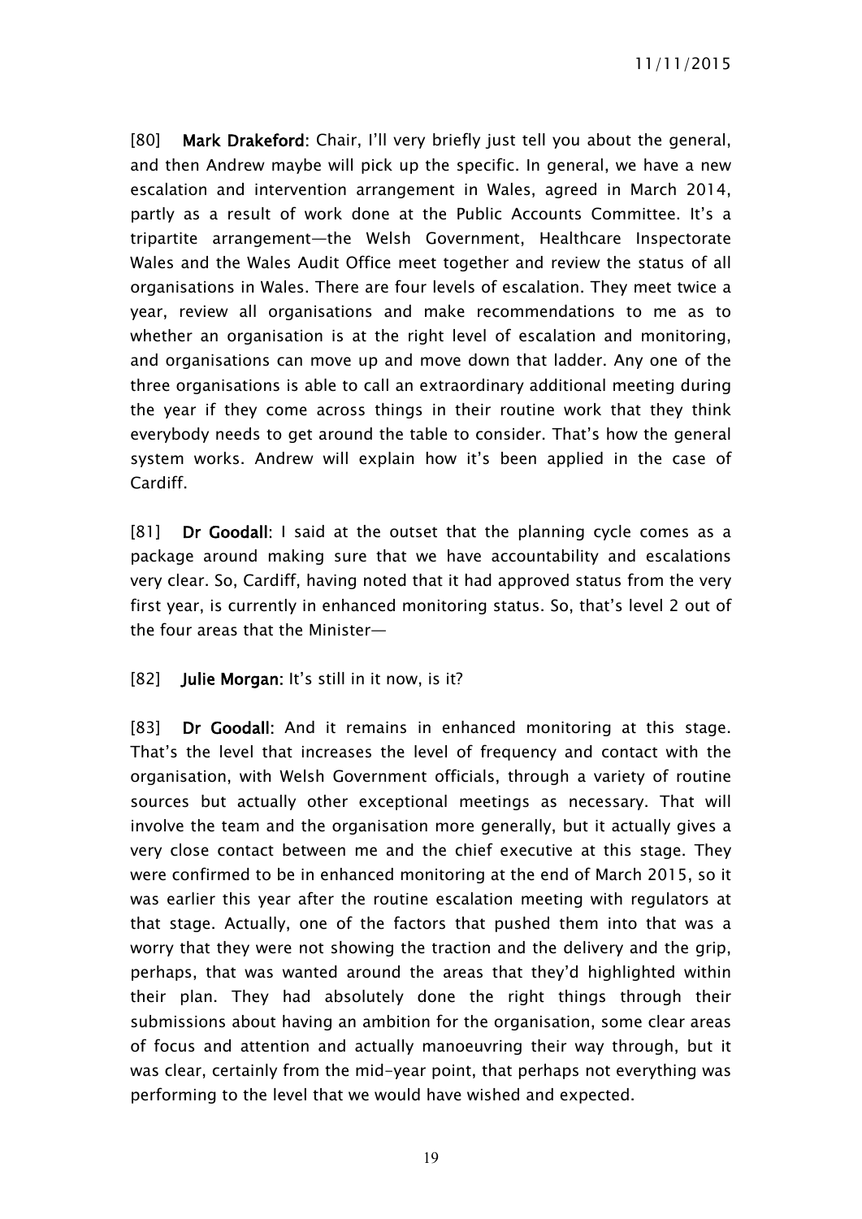[80] **Mark Drakeford**: Chair, I'll very briefly just tell you about the general, and then Andrew maybe will pick up the specific. In general, we have a new escalation and intervention arrangement in Wales, agreed in March 2014, partly as a result of work done at the Public Accounts Committee. It's a tripartite arrangement—the Welsh Government, Healthcare Inspectorate Wales and the Wales Audit Office meet together and review the status of all organisations in Wales. There are four levels of escalation. They meet twice a year, review all organisations and make recommendations to me as to whether an organisation is at the right level of escalation and monitoring, and organisations can move up and move down that ladder. Any one of the three organisations is able to call an extraordinary additional meeting during the year if they come across things in their routine work that they think everybody needs to get around the table to consider. That's how the general system works. Andrew will explain how it's been applied in the case of Cardiff.

[81] **Dr Goodall**: I said at the outset that the planning cycle comes as a package around making sure that we have accountability and escalations very clear. So, Cardiff, having noted that it had approved status from the very first year, is currently in enhanced monitoring status. So, that's level 2 out of the four areas that the Minister—

[82] **Julie Morgan**: It's still in it now, is it?

[83] **Dr Goodall**: And it remains in enhanced monitoring at this stage. That's the level that increases the level of frequency and contact with the organisation, with Welsh Government officials, through a variety of routine sources but actually other exceptional meetings as necessary. That will involve the team and the organisation more generally, but it actually gives a very close contact between me and the chief executive at this stage. They were confirmed to be in enhanced monitoring at the end of March 2015, so it was earlier this year after the routine escalation meeting with regulators at that stage. Actually, one of the factors that pushed them into that was a worry that they were not showing the traction and the delivery and the grip, perhaps, that was wanted around the areas that they'd highlighted within their plan. They had absolutely done the right things through their submissions about having an ambition for the organisation, some clear areas of focus and attention and actually manoeuvring their way through, but it was clear, certainly from the mid-year point, that perhaps not everything was performing to the level that we would have wished and expected.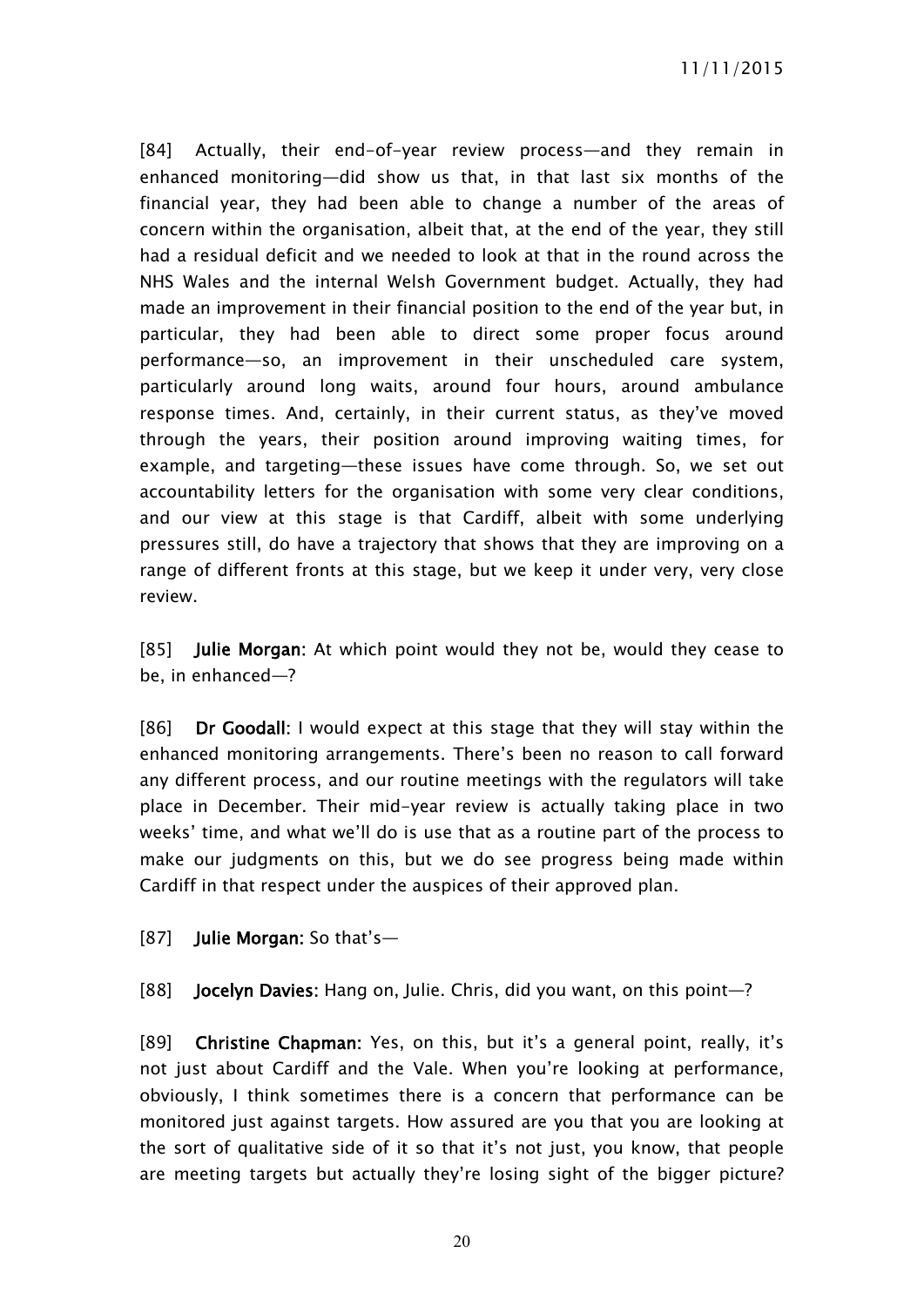[84] Actually, their end-of-year review process—and they remain in enhanced monitoring—did show us that, in that last six months of the financial year, they had been able to change a number of the areas of concern within the organisation, albeit that, at the end of the year, they still had a residual deficit and we needed to look at that in the round across the NHS Wales and the internal Welsh Government budget. Actually, they had made an improvement in their financial position to the end of the year but, in particular, they had been able to direct some proper focus around performance—so, an improvement in their unscheduled care system, particularly around long waits, around four hours, around ambulance response times. And, certainly, in their current status, as they've moved through the years, their position around improving waiting times, for example, and targeting—these issues have come through. So, we set out accountability letters for the organisation with some very clear conditions, and our view at this stage is that Cardiff, albeit with some underlying pressures still, do have a trajectory that shows that they are improving on a range of different fronts at this stage, but we keep it under very, very close review.

[85] **Julie Morgan:** At which point would they not be, would they cease to be, in enhanced—?

[86] **Dr Goodall:** I would expect at this stage that they will stay within the enhanced monitoring arrangements. There's been no reason to call forward any different process, and our routine meetings with the regulators will take place in December. Their mid-year review is actually taking place in two weeks' time, and what we'll do is use that as a routine part of the process to make our judgments on this, but we do see progress being made within Cardiff in that respect under the auspices of their approved plan.

[87] **Julie Morgan:** So that's—

[88] **Jocelyn Davies:** Hang on, Julie. Chris, did you want, on this point—?

[89] **Christine Chapman:** Yes, on this, but it's a general point, really, it's not just about Cardiff and the Vale. When you're looking at performance, obviously, I think sometimes there is a concern that performance can be monitored just against targets. How assured are you that you are looking at the sort of qualitative side of it so that it's not just, you know, that people are meeting targets but actually they're losing sight of the bigger picture?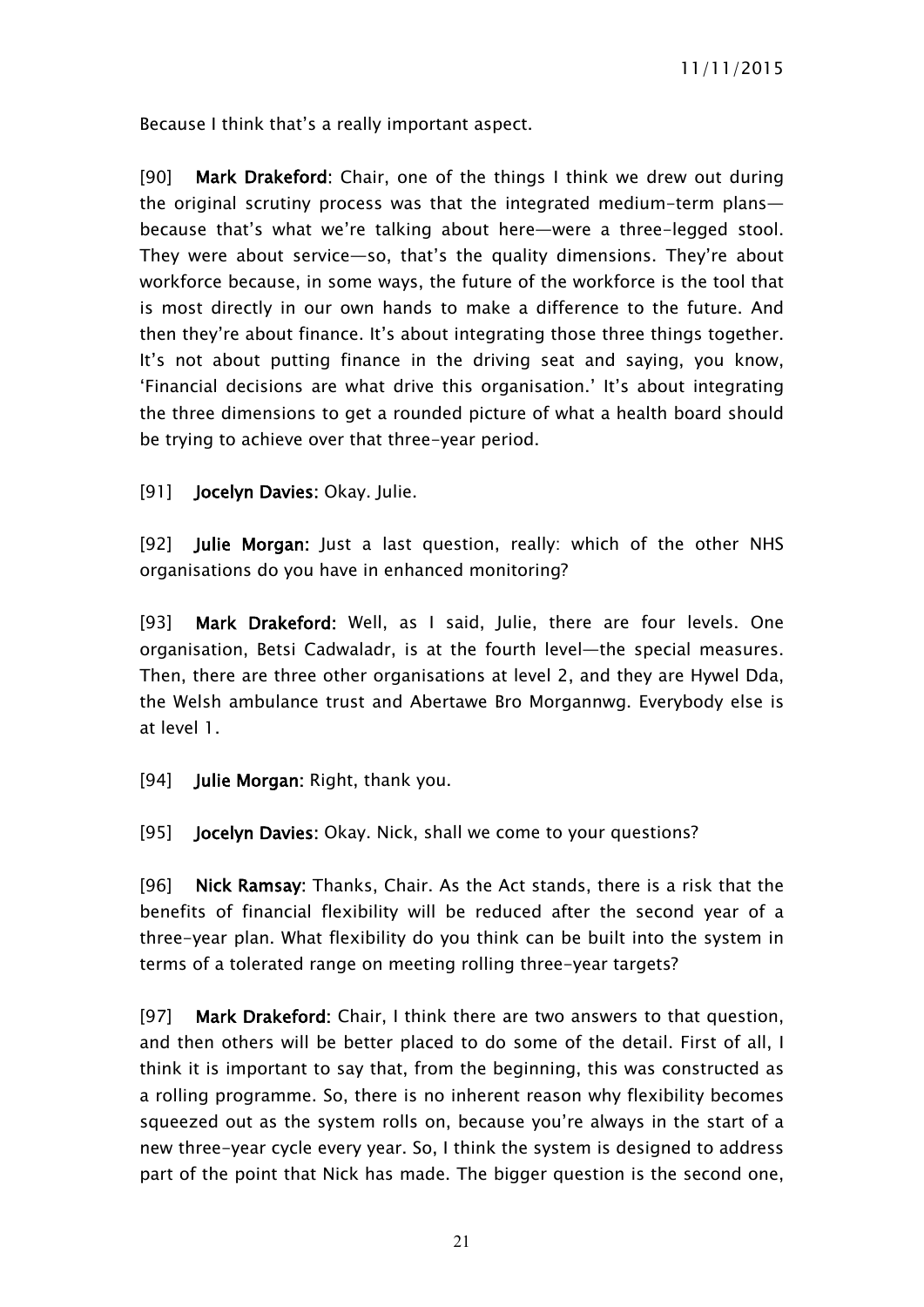Because I think that's a really important aspect.

[90] **Mark Drakeford**: Chair, one of the things I think we drew out during the original scrutiny process was that the integrated medium-term plans—because that's what we're talking about here—were a three-legged stool. They were about service—so, that's the quality dimensions. They're about workforce because, in some ways, the future of the workforce is the tool that is most directly in our own hands to make a difference to the future. And then they're about finance. It's about integrating those three things together. It's not about putting finance in the driving seat and saying, you know, 'Financial decisions are what drive this organisation.' It's about integrating the three dimensions to get a rounded picture of what a health board should be trying to achieve over that three-year period.

[91] **Jocelyn Davies:** Okay. Julie.

[92] **Julie Morgan:** Just a last question, really: which of the other NHS organisations do you have in enhanced monitoring?

[93] **Mark Drakeford:** Well, as I said, Julie, there are four levels. One organisation, Betsi Cadwaladr, is at the fourth level—the special measures. Then, there are three other organisations at level 2, and they are Hywel Dda, the Welsh ambulance trust and Abertawe Bro Morgannwg. Everybody else is at level 1.

[94] **Julie Morgan:** Right, thank you.

[95] **Jocelyn Davies:** Okay. Nick, shall we come to your questions?

[96] **Nick Ramsay**: Thanks, Chair. As the Act stands, there is a risk that the benefits of financial flexibility will be reduced after the second year of a three-year plan. What flexibility do you think can be built into the system in terms of a tolerated range on meeting rolling three-year targets?

[97] **Mark Drakeford**: Chair, I think there are two answers to that question, and then others will be better placed to do some of the detail. First of all, I think it is important to say that, from the beginning, this was constructed as a rolling programme. So, there is no inherent reason why flexibility becomes squeezed out as the system rolls on, because you're always in the start of a new three-year cycle every year. So, I think the system is designed to address part of the point that Nick has made. The bigger question is the second one,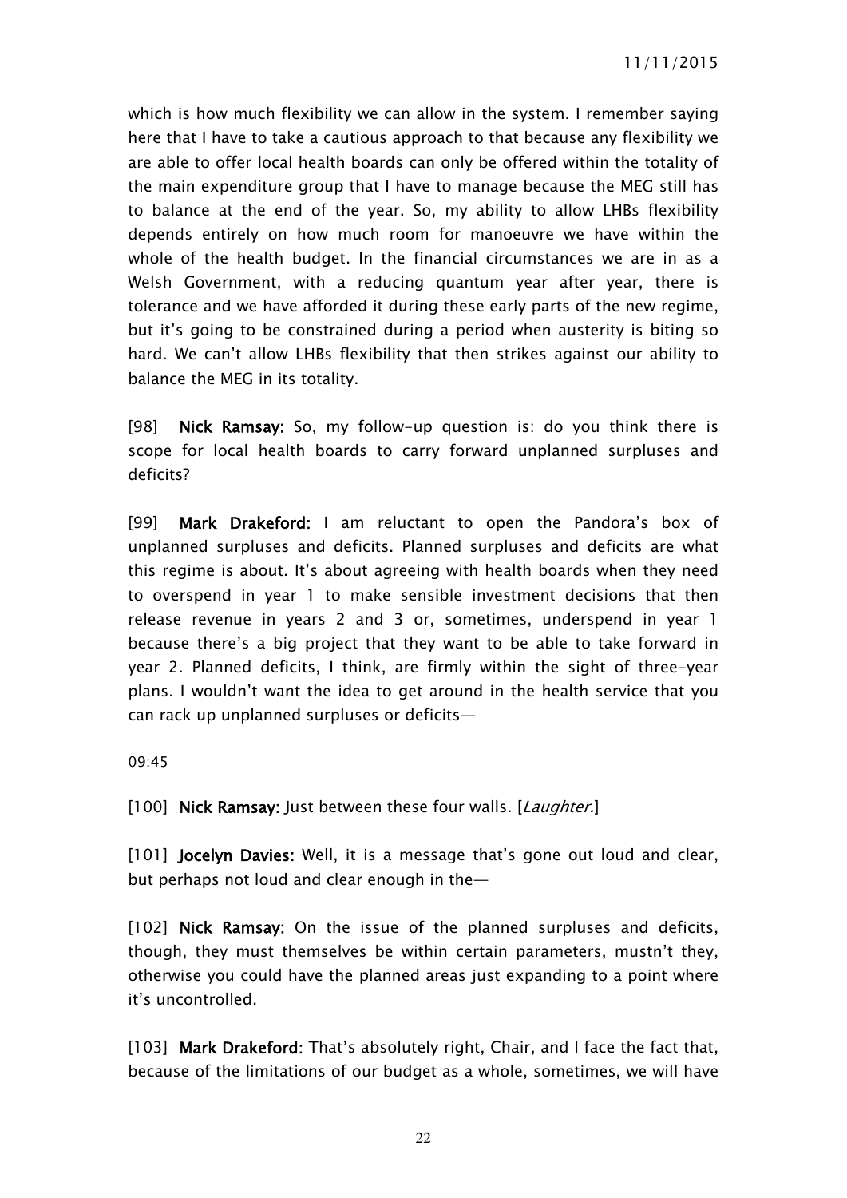which is how much flexibility we can allow in the system. I remember saying here that I have to take a cautious approach to that because any flexibility we are able to offer local health boards can only be offered within the totality of the main expenditure group that I have to manage because the MEG still has to balance at the end of the year. So, my ability to allow LHBs flexibility depends entirely on how much room for manoeuvre we have within the whole of the health budget. In the financial circumstances we are in as a Welsh Government, with a reducing quantum year after year, there is tolerance and we have afforded it during these early parts of the new regime, but it's going to be constrained during a period when austerity is biting so hard. We can't allow LHBs flexibility that then strikes against our ability to balance the MEG in its totality.

[98] **Nick Ramsay:** So, my follow-up question is: do you think there is scope for local health boards to carry forward unplanned surpluses and deficits?

[99] **Mark Drakeford:** I am reluctant to open the Pandora's box of unplanned surpluses and deficits. Planned surpluses and deficits are what this regime is about. It's about agreeing with health boards when they need to overspend in year 1 to make sensible investment decisions that then release revenue in years 2 and 3 or, sometimes, underspend in year 1 because there's a big project that they want to be able to take forward in year 2. Planned deficits, I think, are firmly within the sight of three-year plans. I wouldn't want the idea to get around in the health service that you can rack up unplanned surpluses or deficits—

09:45

[100] **Nick Ramsay:** Just between these four walls. [*Laughter.*]

[101] **Jocelyn Davies:** Well, it is a message that's gone out loud and clear, but perhaps not loud and clear enough in the—

[102] **Nick Ramsay:** On the issue of the planned surpluses and deficits, though, they must themselves be within certain parameters, mustn't they, otherwise you could have the planned areas just expanding to a point where it's uncontrolled.

[103] **Mark Drakeford:** That's absolutely right, Chair, and I face the fact that, because of the limitations of our budget as a whole, sometimes, we will have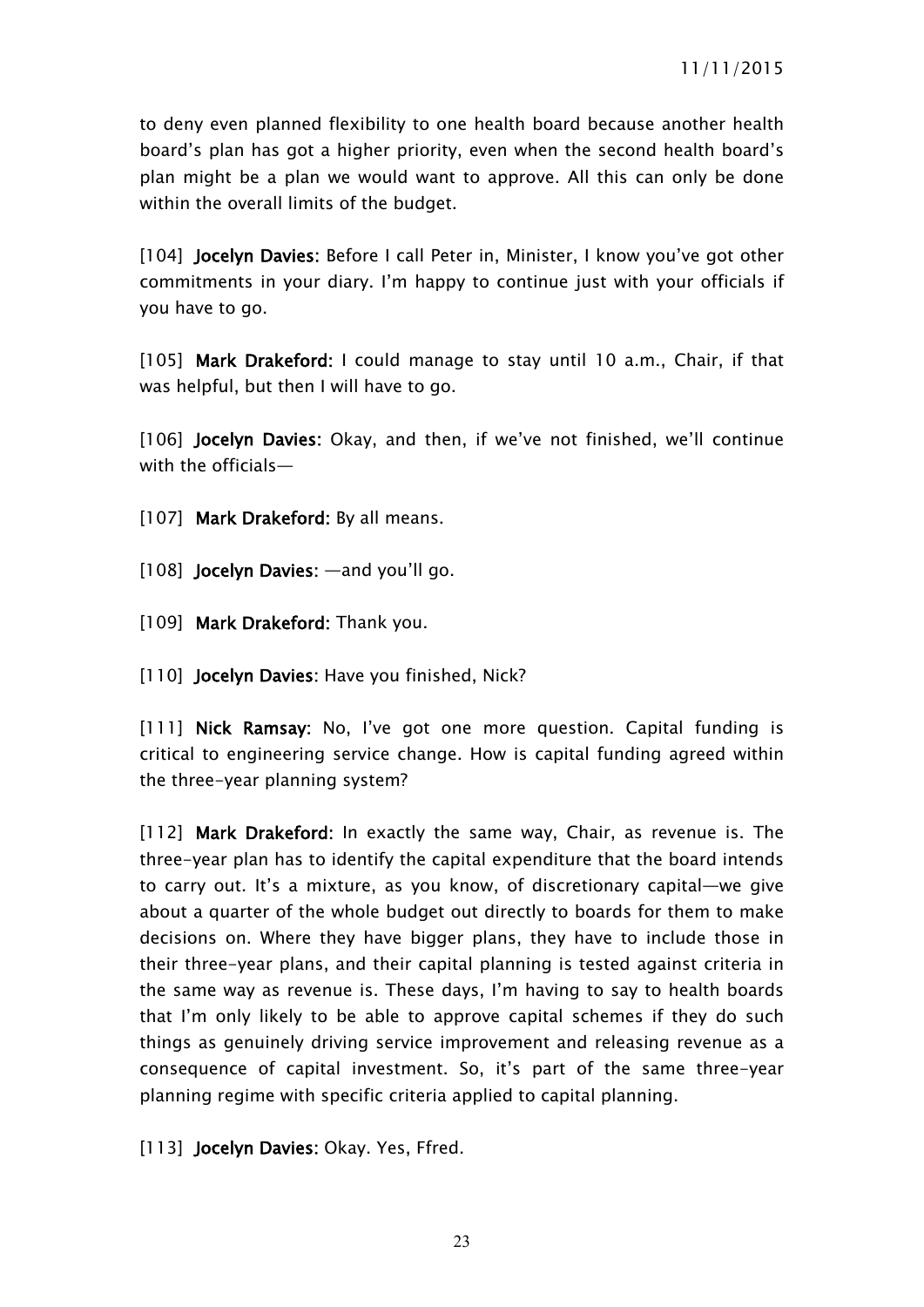to deny even planned flexibility to one health board because another health board's plan has got a higher priority, even when the second health board's plan might be a plan we would want to approve. All this can only be done within the overall limits of the budget.

[104] **Jocelyn Davies:** Before I call Peter in, Minister, I know you've got other commitments in your diary. I'm happy to continue just with your officials if you have to go.

[105] **Mark Drakeford:** I could manage to stay until 10 a.m., Chair, if that was helpful, but then I will have to go.

[106] **Jocelyn Davies:** Okay, and then, if we've not finished, we'll continue with the officials—

[107] **Mark Drakeford:** By all means.

[108] **Jocelyn Davies:** —and you'll go.

[109] **Mark Drakeford:** Thank you.

[110] **Jocelyn Davies:** Have you finished, Nick?

[111] **Nick Ramsay:** No, I've got one more question. Capital funding is critical to engineering service change. How is capital funding agreed within the three-year planning system?

[112] **Mark Drakeford:** In exactly the same way, Chair, as revenue is. The three-year plan has to identify the capital expenditure that the board intends to carry out. It's a mixture, as you know, of discretionary capital—we give about a quarter of the whole budget out directly to boards for them to make decisions on. Where they have bigger plans, they have to include those in their three-year plans, and their capital planning is tested against criteria in the same way as revenue is. These days, I'm having to say to health boards that I'm only likely to be able to approve capital schemes if they do such things as genuinely driving service improvement and releasing revenue as a consequence of capital investment. So, it's part of the same three-year planning regime with specific criteria applied to capital planning.

[113] **Jocelyn Davies:** Okay. Yes, Ffred.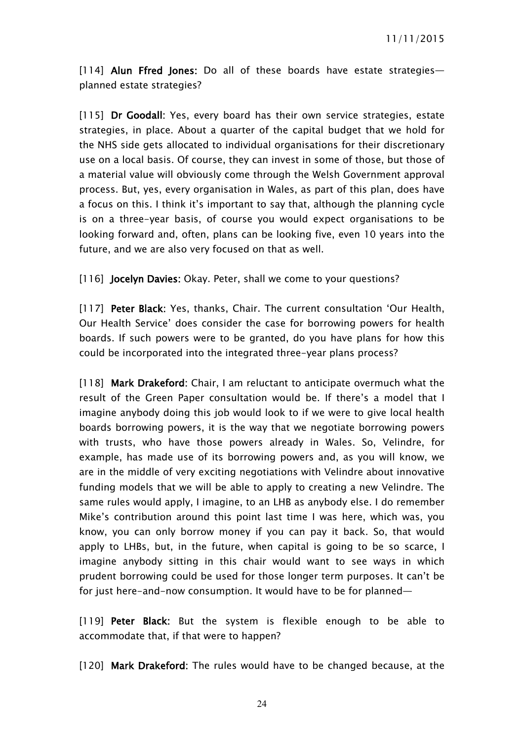[114] **Alun Ffred Jones:** Do all of these boards have estate strategies—planned estate strategies?

[115] **Dr Goodall**: Yes, every board has their own service strategies, estate strategies, in place. About a quarter of the capital budget that we hold for the NHS side gets allocated to individual organisations for their discretionary use on a local basis. Of course, they can invest in some of those, but those of a material value will obviously come through the Welsh Government approval process. But, yes, every organisation in Wales, as part of this plan, does have a focus on this. I think it's important to say that, although the planning cycle is on a three-year basis, of course you would expect organisations to be looking forward and, often, plans can be looking five, even 10 years into the future, and we are also very focused on that as well.

[116] **Jocelyn Davies:** Okay. Peter, shall we come to your questions?

[117] **Peter Black**: Yes, thanks, Chair. The current consultation 'Our Health, Our Health Service' does consider the case for borrowing powers for health boards. If such powers were to be granted, do you have plans for how this could be incorporated into the integrated three-year plans process?

[118] **Mark Drakeford**: Chair, I am reluctant to anticipate overmuch what the result of the Green Paper consultation would be. If there's a model that I imagine anybody doing this job would look to if we were to give local health boards borrowing powers, it is the way that we negotiate borrowing powers with trusts, who have those powers already in Wales. So, Velindre, for example, has made use of its borrowing powers and, as you will know, we are in the middle of very exciting negotiations with Velindre about innovative funding models that we will be able to apply to creating a new Velindre. The same rules would apply, I imagine, to an LHB as anybody else. I do remember Mike's contribution around this point last time I was here, which was, you know, you can only borrow money if you can pay it back. So, that would apply to LHBs, but, in the future, when capital is going to be so scarce, I imagine anybody sitting in this chair would want to see ways in which prudent borrowing could be used for those longer term purposes. It can't be for just here-and-now consumption. It would have to be for planned—

[119] **Peter Black:** But the system is flexible enough to be able to accommodate that, if that were to happen?

[120] **Mark Drakeford**: The rules would have to be changed because, at the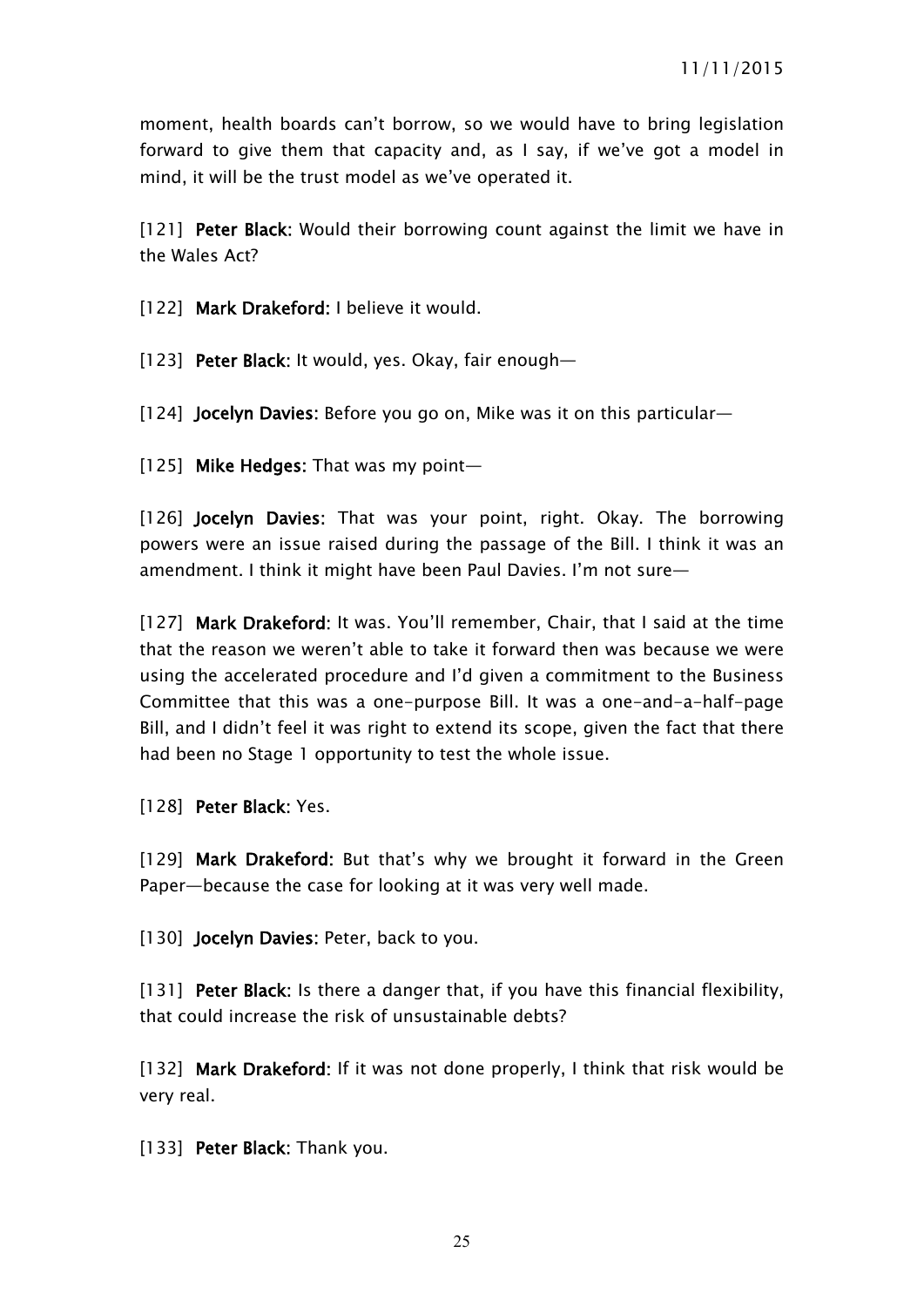moment, health boards can't borrow, so we would have to bring legislation forward to give them that capacity and, as I say, if we've got a model in mind, it will be the trust model as we've operated it.

[121] **Peter Black**: Would their borrowing count against the limit we have in the Wales Act?

[122] **Mark Drakeford:** I believe it would.

[123] **Peter Black**: It would, yes. Okay, fair enough—

[124] **Jocelyn Davies:** Before you go on, Mike was it on this particular—

[125] **Mike Hedges:** That was my point—

[126] **Jocelyn Davies**: That was your point, right. Okay. The borrowing powers were an issue raised during the passage of the Bill. I think it was an amendment. I think it might have been Paul Davies. I'm not sure—

[127] **Mark Drakeford**: It was. You'll remember, Chair, that I said at the time that the reason we weren't able to take it forward then was because we were using the accelerated procedure and I'd given a commitment to the Business Committee that this was a one-purpose Bill. It was a one-and-a-half-page Bill, and I didn't feel it was right to extend its scope, given the fact that there had been no Stage 1 opportunity to test the whole issue.

[128] **Peter Black**: Yes.

[129] **Mark Drakeford:** But that's why we brought it forward in the Green Paper—because the case for looking at it was very well made.

[130] **Jocelyn Davies:** Peter, back to you.

[131] **Peter Black**: Is there a danger that, if you have this financial flexibility, that could increase the risk of unsustainable debts?

[132] **Mark Drakeford**: If it was not done properly, I think that risk would be very real.

[133] **Peter Black**: Thank you.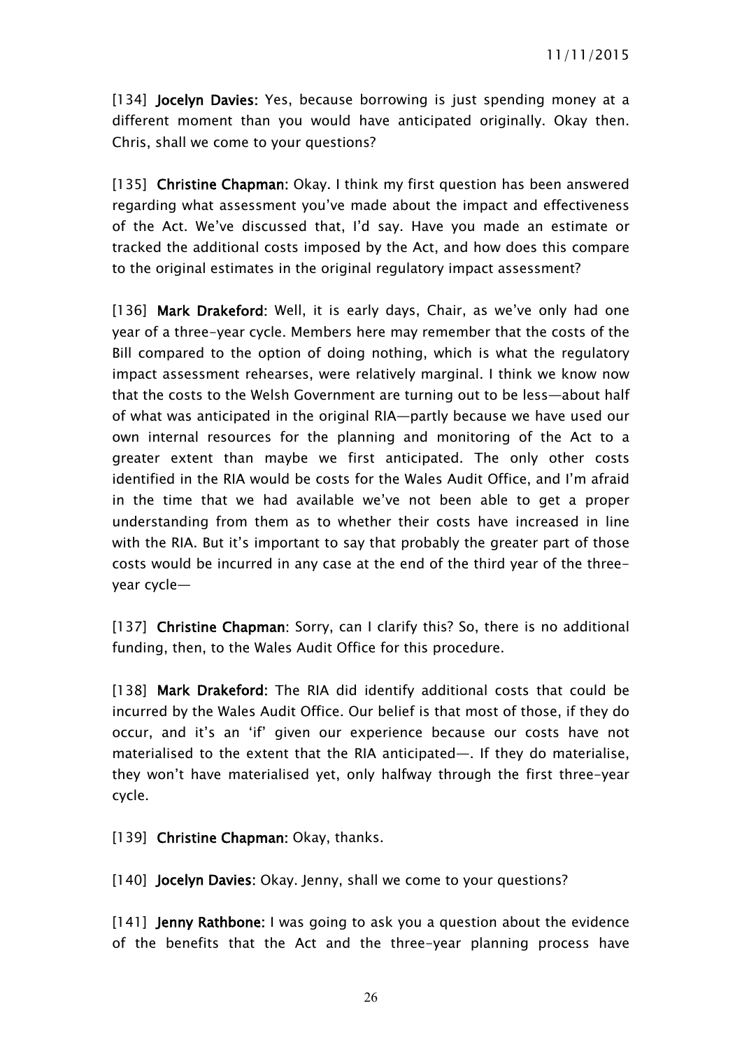[134] **Jocelyn Davies:** Yes, because borrowing is just spending money at a different moment than you would have anticipated originally. Okay then. Chris, shall we come to your questions?

[135] **Christine Chapman:** Okay. I think my first question has been answered regarding what assessment you've made about the impact and effectiveness of the Act. We've discussed that, I'd say. Have you made an estimate or tracked the additional costs imposed by the Act, and how does this compare to the original estimates in the original regulatory impact assessment?

[136] **Mark Drakeford:** Well, it is early days, Chair, as we've only had one year of a three-year cycle. Members here may remember that the costs of the Bill compared to the option of doing nothing, which is what the regulatory impact assessment rehearses, were relatively marginal. I think we know now that the costs to the Welsh Government are turning out to be less—about half of what was anticipated in the original RIA—partly because we have used our own internal resources for the planning and monitoring of the Act to a greater extent than maybe we first anticipated. The only other costs identified in the RIA would be costs for the Wales Audit Office, and I'm afraid in the time that we had available we've not been able to get a proper understanding from them as to whether their costs have increased in line with the RIA. But it's important to say that probably the greater part of those costs would be incurred in any case at the end of the third year of the three-year cycle—

[137] **Christine Chapman**: Sorry, can I clarify this? So, there is no additional funding, then, to the Wales Audit Office for this procedure.

[138] **Mark Drakeford:** The RIA did identify additional costs that could be incurred by the Wales Audit Office. Our belief is that most of those, if they do occur, and it's an 'if' given our experience because our costs have not materialised to the extent that the RIA anticipated—. If they do materialise, they won't have materialised yet, only halfway through the first three-year cycle.

[139] **Christine Chapman:** Okay, thanks.

[140] **Jocelyn Davies:** Okay. Jenny, shall we come to your questions?

[141] **Jenny Rathbone:** I was going to ask you a question about the evidence of the benefits that the Act and the three-year planning process have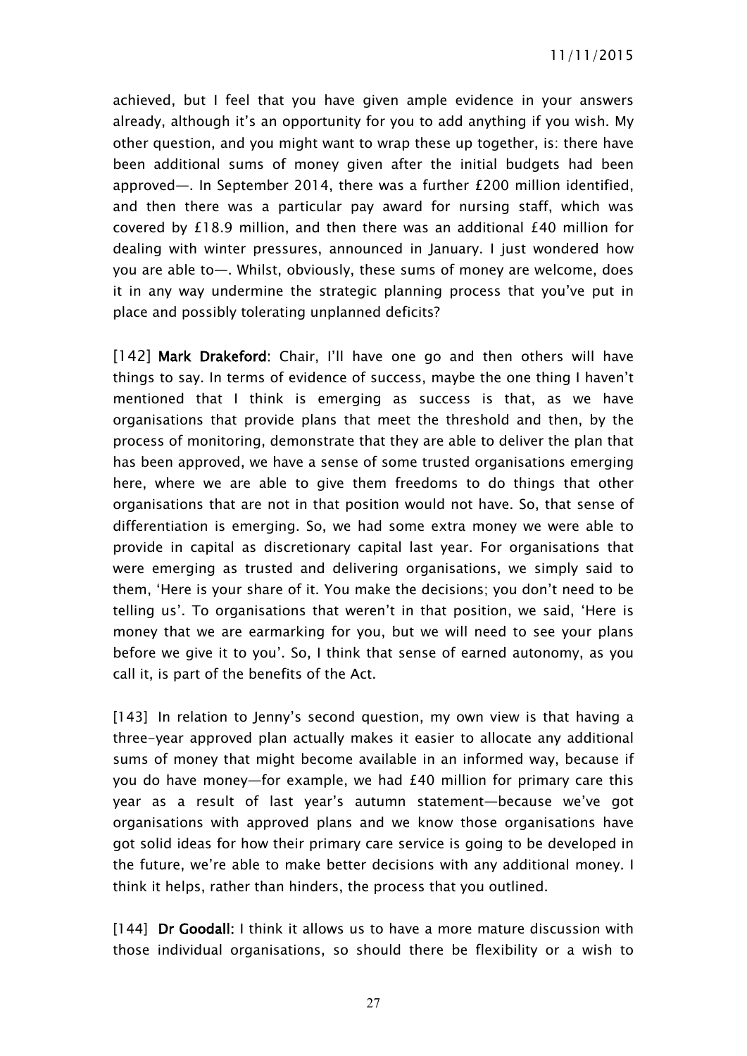achieved, but I feel that you have given ample evidence in your answers already, although it's an opportunity for you to add anything if you wish. My other question, and you might want to wrap these up together, is: there have been additional sums of money given after the initial budgets had been approved—. In September 2014, there was a further £200 million identified, and then there was a particular pay award for nursing staff, which was covered by £18.9 million, and then there was an additional £40 million for dealing with winter pressures, announced in January. I just wondered how you are able to—. Whilst, obviously, these sums of money are welcome, does it in any way undermine the strategic planning process that you've put in place and possibly tolerating unplanned deficits?

[142] **Mark Drakeford**: Chair, I'll have one go and then others will have things to say. In terms of evidence of success, maybe the one thing I haven't mentioned that I think is emerging as success is that, as we have organisations that provide plans that meet the threshold and then, by the process of monitoring, demonstrate that they are able to deliver the plan that has been approved, we have a sense of some trusted organisations emerging here, where we are able to give them freedoms to do things that other organisations that are not in that position would not have. So, that sense of differentiation is emerging. So, we had some extra money we were able to provide in capital as discretionary capital last year. For organisations that were emerging as trusted and delivering organisations, we simply said to them, 'Here is your share of it. You make the decisions; you don't need to be telling us'. To organisations that weren't in that position, we said, 'Here is money that we are earmarking for you, but we will need to see your plans before we give it to you'. So, I think that sense of earned autonomy, as you call it, is part of the benefits of the Act.

[143] In relation to Jenny's second question, my own view is that having a three-year approved plan actually makes it easier to allocate any additional sums of money that might become available in an informed way, because if you do have money—for example, we had £40 million for primary care this year as a result of last year's autumn statement—because we've got organisations with approved plans and we know those organisations have got solid ideas for how their primary care service is going to be developed in the future, we're able to make better decisions with any additional money. I think it helps, rather than hinders, the process that you outlined.

[144] **Dr Goodall**: I think it allows us to have a more mature discussion with those individual organisations, so should there be flexibility or a wish to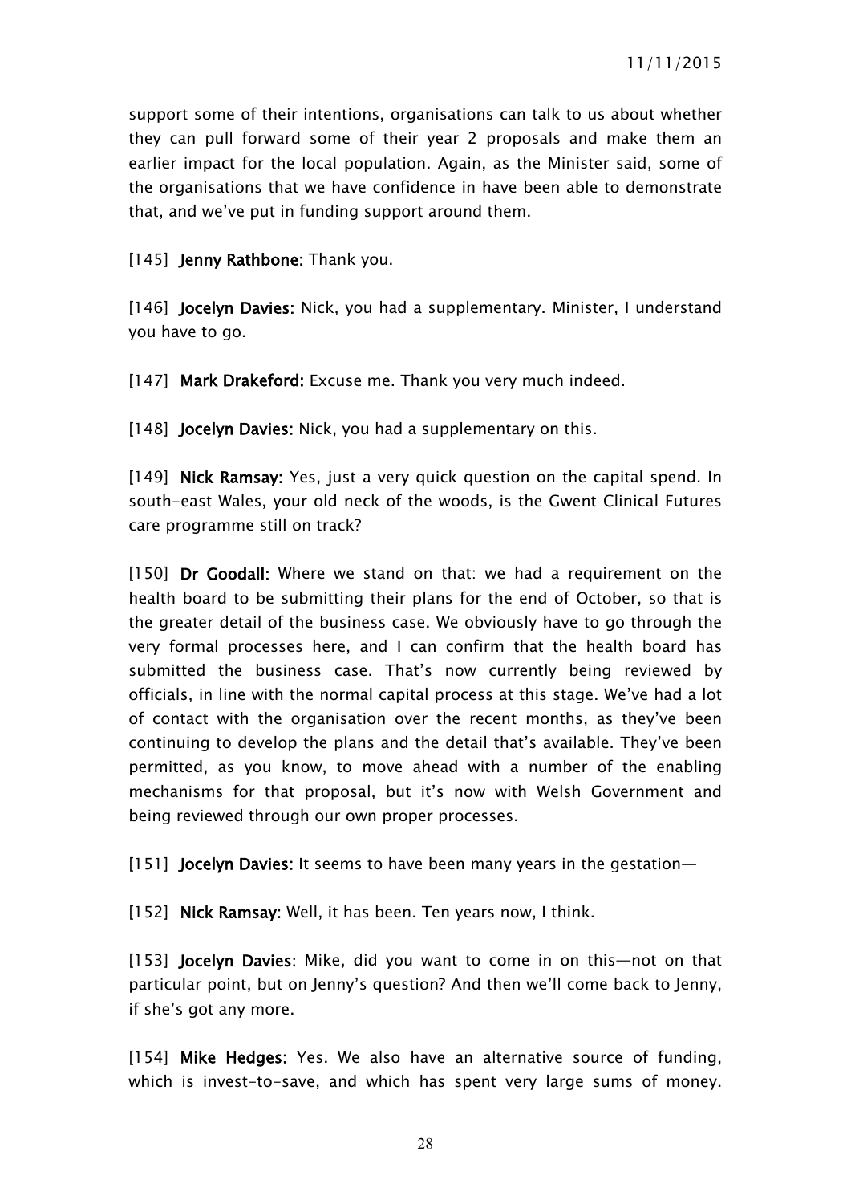support some of their intentions, organisations can talk to us about whether they can pull forward some of their year 2 proposals and make them an earlier impact for the local population. Again, as the Minister said, some of the organisations that we have confidence in have been able to demonstrate that, and we've put in funding support around them.

[145] **Jenny Rathbone:** Thank you.

[146] **Jocelyn Davies:** Nick, you had a supplementary. Minister, I understand you have to go.

[147] **Mark Drakeford:** Excuse me. Thank you very much indeed.

[148] **Jocelyn Davies:** Nick, you had a supplementary on this.

[149] **Nick Ramsay:** Yes, just a very quick question on the capital spend. In south-east Wales, your old neck of the woods, is the Gwent Clinical Futures care programme still on track?

[150] **Dr Goodall:** Where we stand on that: we had a requirement on the health board to be submitting their plans for the end of October, so that is the greater detail of the business case. We obviously have to go through the very formal processes here, and I can confirm that the health board has submitted the business case. That's now currently being reviewed by officials, in line with the normal capital process at this stage. We've had a lot of contact with the organisation over the recent months, as they've been continuing to develop the plans and the detail that's available. They've been permitted, as you know, to move ahead with a number of the enabling mechanisms for that proposal, but it's now with Welsh Government and being reviewed through our own proper processes.

[151] **Jocelyn Davies:** It seems to have been many years in the gestation—

[152] **Nick Ramsay:** Well, it has been. Ten years now, I think.

[153] **Jocelyn Davies:** Mike, did you want to come in on this—not on that particular point, but on Jenny's question? And then we'll come back to Jenny, if she's got any more.

[154] **Mike Hedges:** Yes. We also have an alternative source of funding, which is invest-to-save, and which has spent very large sums of money.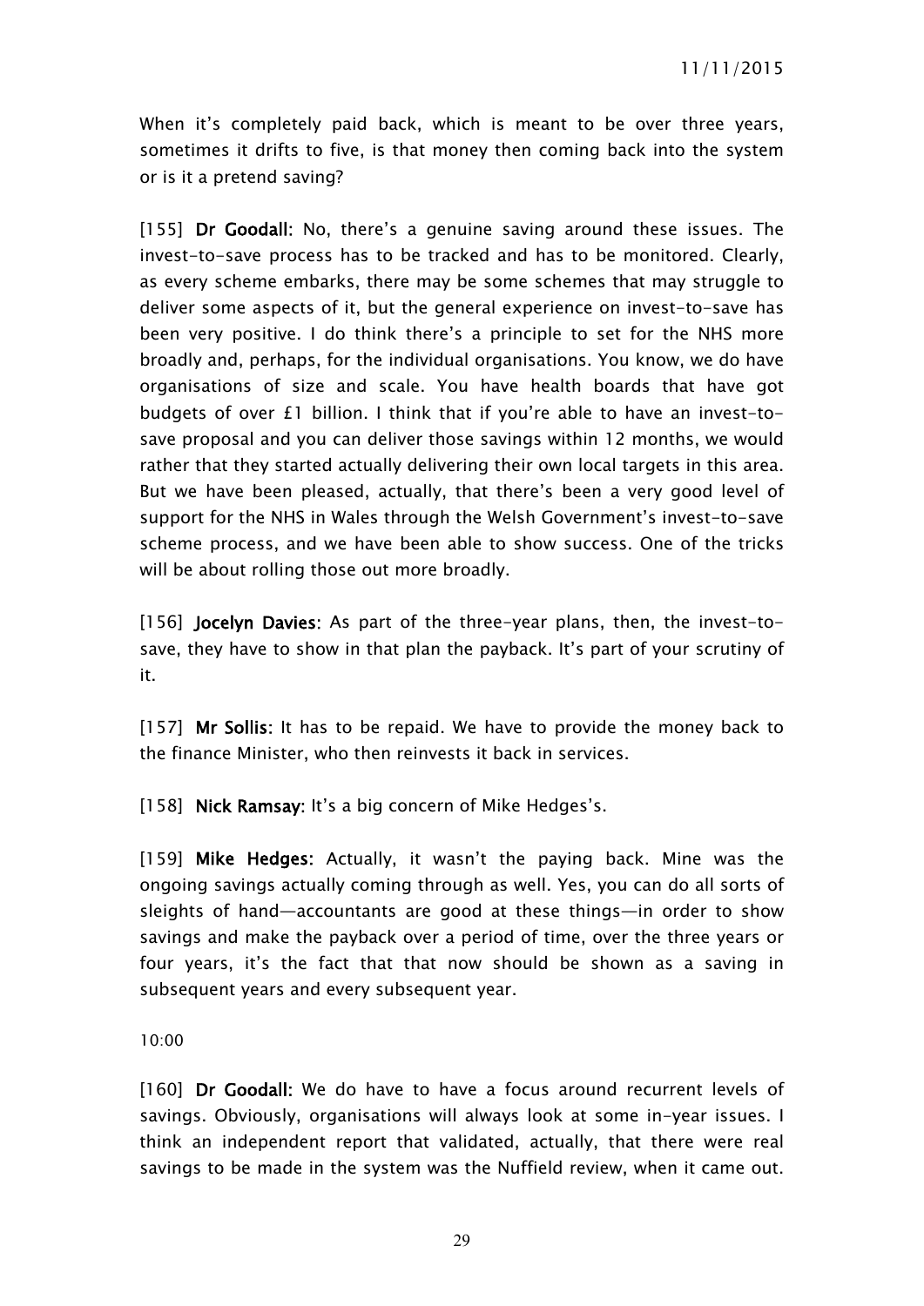When it's completely paid back, which is meant to be over three years, sometimes it drifts to five, is that money then coming back into the system or is it a pretend saving?

[155] **Dr Goodall:** No, there's a genuine saving around these issues. The invest-to-save process has to be tracked and has to be monitored. Clearly, as every scheme embarks, there may be some schemes that may struggle to deliver some aspects of it, but the general experience on invest-to-save has been very positive. I do think there's a principle to set for the NHS more broadly and, perhaps, for the individual organisations. You know, we do have organisations of size and scale. You have health boards that have got budgets of over £1 billion. I think that if you're able to have an invest-to-save proposal and you can deliver those savings within 12 months, we would rather that they started actually delivering their own local targets in this area. But we have been pleased, actually, that there's been a very good level of support for the NHS in Wales through the Welsh Government's invest-to-save scheme process, and we have been able to show success. One of the tricks will be about rolling those out more broadly.

[156] **Jocelyn Davies:** As part of the three-year plans, then, the invest-to-save, they have to show in that plan the payback. It's part of your scrutiny of it.

[157] **Mr Sollis:** It has to be repaid. We have to provide the money back to the finance Minister, who then reinvests it back in services.

[158] **Nick Ramsay:** It's a big concern of Mike Hedges's.

[159] **Mike Hedges:** Actually, it wasn't the paying back. Mine was the ongoing savings actually coming through as well. Yes, you can do all sorts of sleights of hand—accountants are good at these things—in order to show savings and make the payback over a period of time, over the three years or four years, it's the fact that that now should be shown as a saving in subsequent years and every subsequent year.

10:00

[160] **Dr Goodall:** We do have to have a focus around recurrent levels of savings. Obviously, organisations will always look at some in-year issues. I think an independent report that validated, actually, that there were real savings to be made in the system was the Nuffield review, when it came out.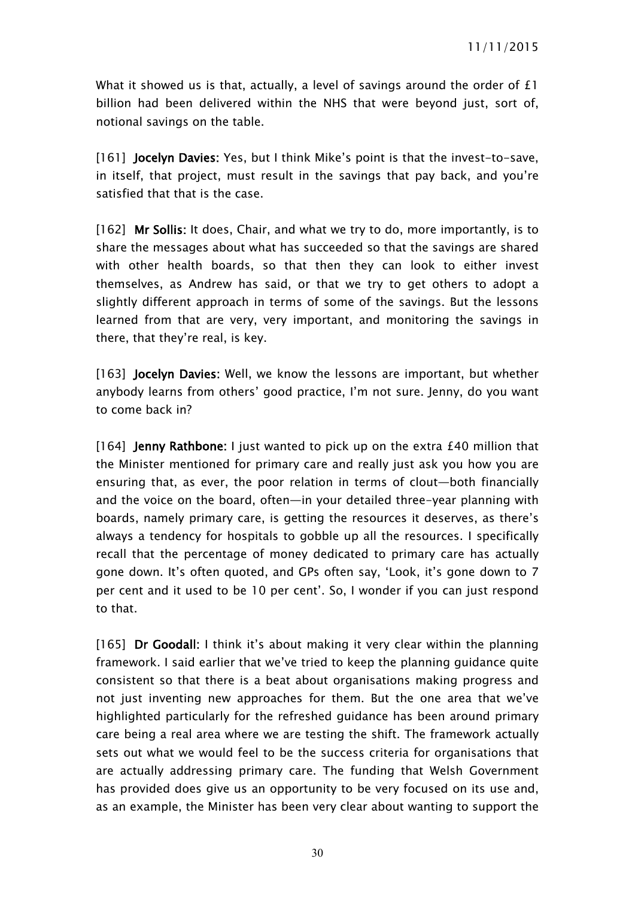What it showed us is that, actually, a level of savings around the order of £1 billion had been delivered within the NHS that were beyond just, sort of, notional savings on the table.

[161] **Jocelyn Davies:** Yes, but I think Mike's point is that the invest-to-save, in itself, that project, must result in the savings that pay back, and you're satisfied that that is the case.

[162] **Mr Sollis:** It does, Chair, and what we try to do, more importantly, is to share the messages about what has succeeded so that the savings are shared with other health boards, so that then they can look to either invest themselves, as Andrew has said, or that we try to get others to adopt a slightly different approach in terms of some of the savings. But the lessons learned from that are very, very important, and monitoring the savings in there, that they're real, is key.

[163] **Jocelyn Davies:** Well, we know the lessons are important, but whether anybody learns from others' good practice, I'm not sure. Jenny, do you want to come back in?

[164] **Jenny Rathbone:** I just wanted to pick up on the extra £40 million that the Minister mentioned for primary care and really just ask you how you are ensuring that, as ever, the poor relation in terms of clout—both financially and the voice on the board, often—in your detailed three-year planning with boards, namely primary care, is getting the resources it deserves, as there's always a tendency for hospitals to gobble up all the resources. I specifically recall that the percentage of money dedicated to primary care has actually gone down. It's often quoted, and GPs often say, 'Look, it's gone down to 7 per cent and it used to be 10 per cent'. So, I wonder if you can just respond to that.

[165] **Dr Goodall:** I think it's about making it very clear within the planning framework. I said earlier that we've tried to keep the planning guidance quite consistent so that there is a beat about organisations making progress and not just inventing new approaches for them. But the one area that we've highlighted particularly for the refreshed guidance has been around primary care being a real area where we are testing the shift. The framework actually sets out what we would feel to be the success criteria for organisations that are actually addressing primary care. The funding that Welsh Government has provided does give us an opportunity to be very focused on its use and, as an example, the Minister has been very clear about wanting to support the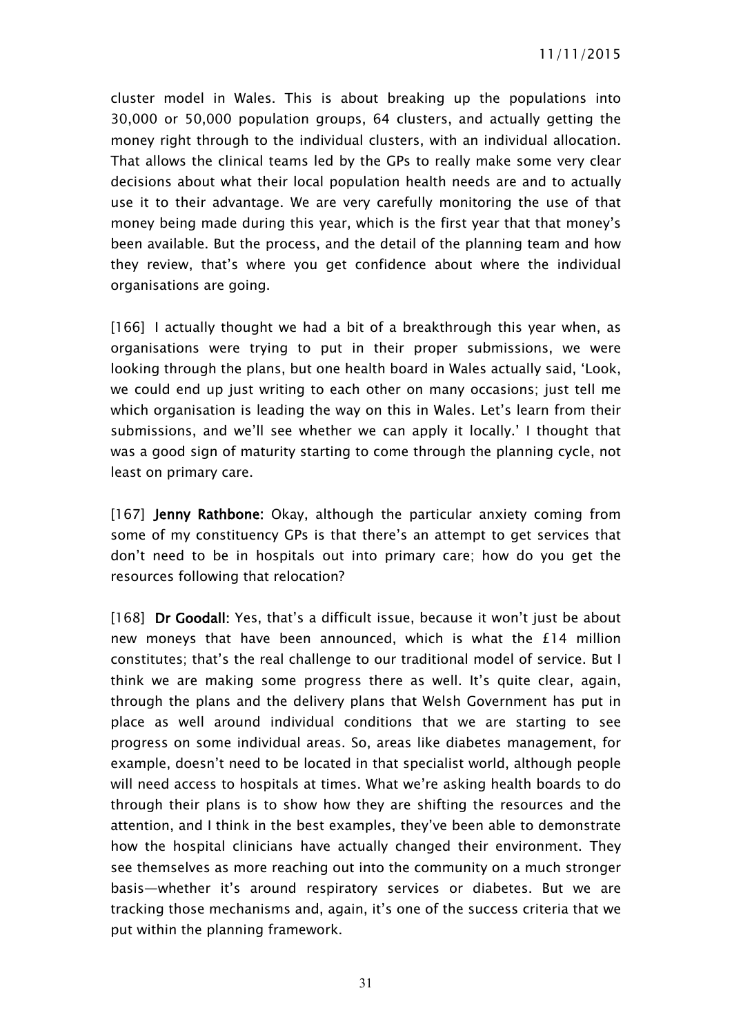cluster model in Wales. This is about breaking up the populations into 30,000 or 50,000 population groups, 64 clusters, and actually getting the money right through to the individual clusters, with an individual allocation. That allows the clinical teams led by the GPs to really make some very clear decisions about what their local population health needs are and to actually use it to their advantage. We are very carefully monitoring the use of that money being made during this year, which is the first year that that money's been available. But the process, and the detail of the planning team and how they review, that's where you get confidence about where the individual organisations are going.

[166] I actually thought we had a bit of a breakthrough this year when, as organisations were trying to put in their proper submissions, we were looking through the plans, but one health board in Wales actually said, 'Look, we could end up just writing to each other on many occasions; just tell me which organisation is leading the way on this in Wales. Let's learn from their submissions, and we'll see whether we can apply it locally.' I thought that was a good sign of maturity starting to come through the planning cycle, not least on primary care.

[167] **Jenny Rathbone:** Okay, although the particular anxiety coming from some of my constituency GPs is that there's an attempt to get services that don't need to be in hospitals out into primary care; how do you get the resources following that relocation?

[168] **Dr Goodall:** Yes, that's a difficult issue, because it won't just be about new moneys that have been announced, which is what the £14 million constitutes; that's the real challenge to our traditional model of service. But I think we are making some progress there as well. It's quite clear, again, through the plans and the delivery plans that Welsh Government has put in place as well around individual conditions that we are starting to see progress on some individual areas. So, areas like diabetes management, for example, doesn't need to be located in that specialist world, although people will need access to hospitals at times. What we're asking health boards to do through their plans is to show how they are shifting the resources and the attention, and I think in the best examples, they've been able to demonstrate how the hospital clinicians have actually changed their environment. They see themselves as more reaching out into the community on a much stronger basis—whether it's around respiratory services or diabetes. But we are tracking those mechanisms and, again, it's one of the success criteria that we put within the planning framework.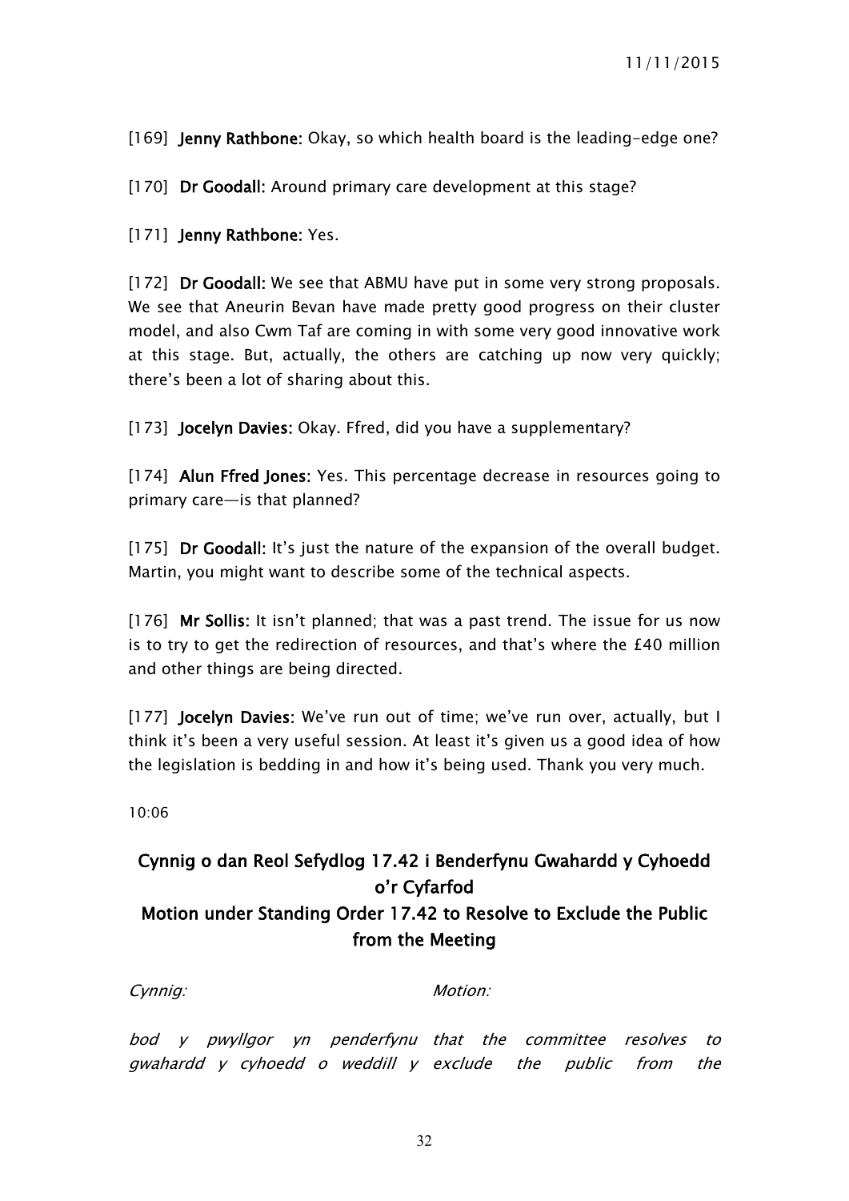[169] **Jenny Rathbone:** Okay, so which health board is the leading-edge one?

[170] **Dr Goodall:** Around primary care development at this stage?

[171] **Jenny Rathbone:** Yes.

[172] **Dr Goodall:** We see that ABMU have put in some very strong proposals. We see that Aneurin Bevan have made pretty good progress on their cluster model, and also Cwm Taf are coming in with some very good innovative work at this stage. But, actually, the others are catching up now very quickly; there's been a lot of sharing about this.

[173] **Jocelyn Davies:** Okay. Ffred, did you have a supplementary?

[174] **Alun Ffred Jones:** Yes. This percentage decrease in resources going to primary care—is that planned?

[175] **Dr Goodall:** It's just the nature of the expansion of the overall budget. Martin, you might want to describe some of the technical aspects.

[176] **Mr Sollis:** It isn't planned; that was a past trend. The issue for us now is to try to get the redirection of resources, and that's where the £40 million and other things are being directed.

[177] **Jocelyn Davies:** We've run out of time; we've run over, actually, but I think it's been a very useful session. At least it's given us a good idea of how the legislation is bedding in and how it's being used. Thank you very much.

10:06

## Cynnig o dan Reol Sefydlog 17.42 i Benderfynu Gwahardd y Cyhoedd o'r Cyfarfod
## Motion under Standing Order 17.42 to Resolve to Exclude the Public from the Meeting

*Cynnig:*

*bod y pwyllgor yn penderfynu gwahardd y cyhoedd o weddill y*

*Motion:*

*that the committee resolves to exclude the public from the*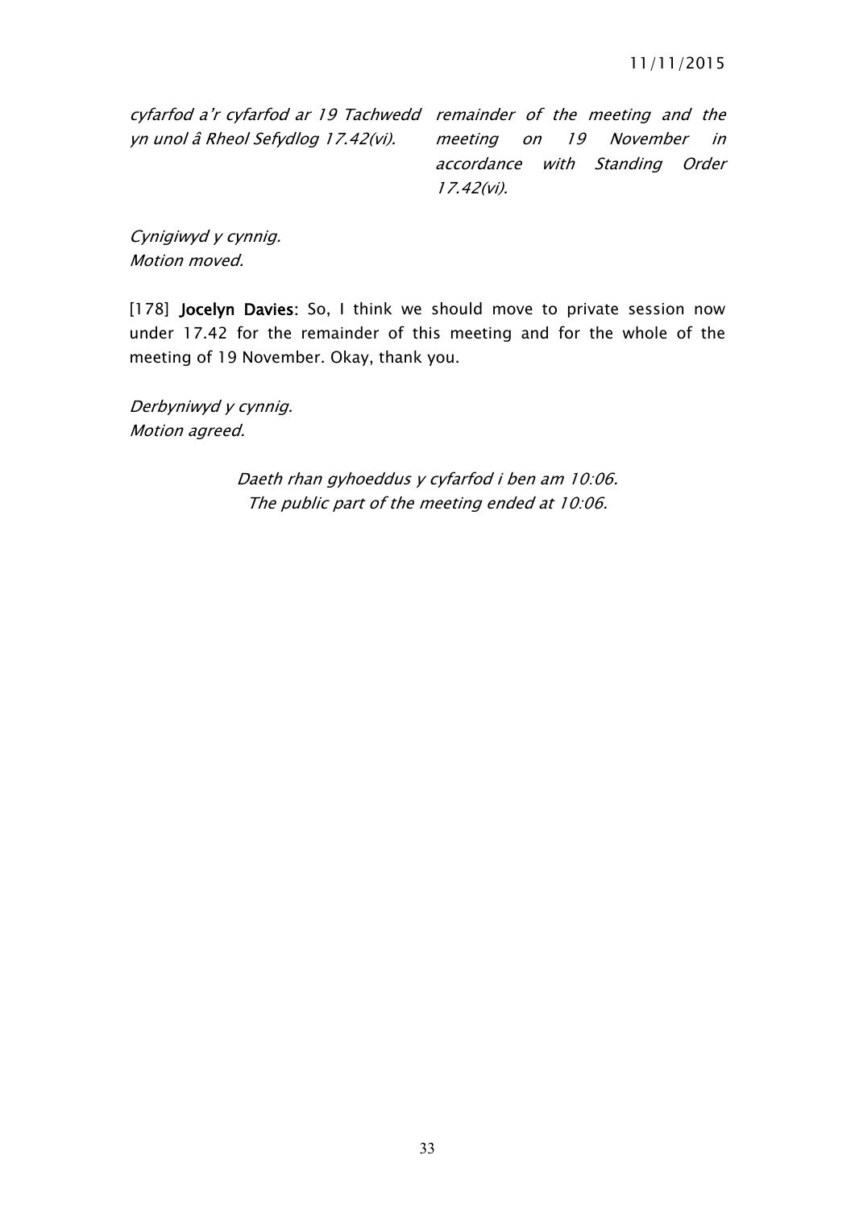| | |
|---|---|
| *cyfarfod a'r cyfarfod ar 19 Tachwedd yn unol â Rheol Sefydlog 17.42(vi).* | *remainder of the meeting and the meeting on 19 November in accordance with Standing Order 17.42(vi).* |

*Cynigiwyd y cynnig.*
*Motion moved.*

[178] **Jocelyn Davies:** So, I think we should move to private session now under 17.42 for the remainder of this meeting and for the whole of the meeting of 19 November. Okay, thank you.

*Derbyniwyd y cynnig.*
*Motion agreed.*

*Daeth rhan gyhoeddus y cyfarfod i ben am 10:06.*
*The public part of the meeting ended at 10:06.*